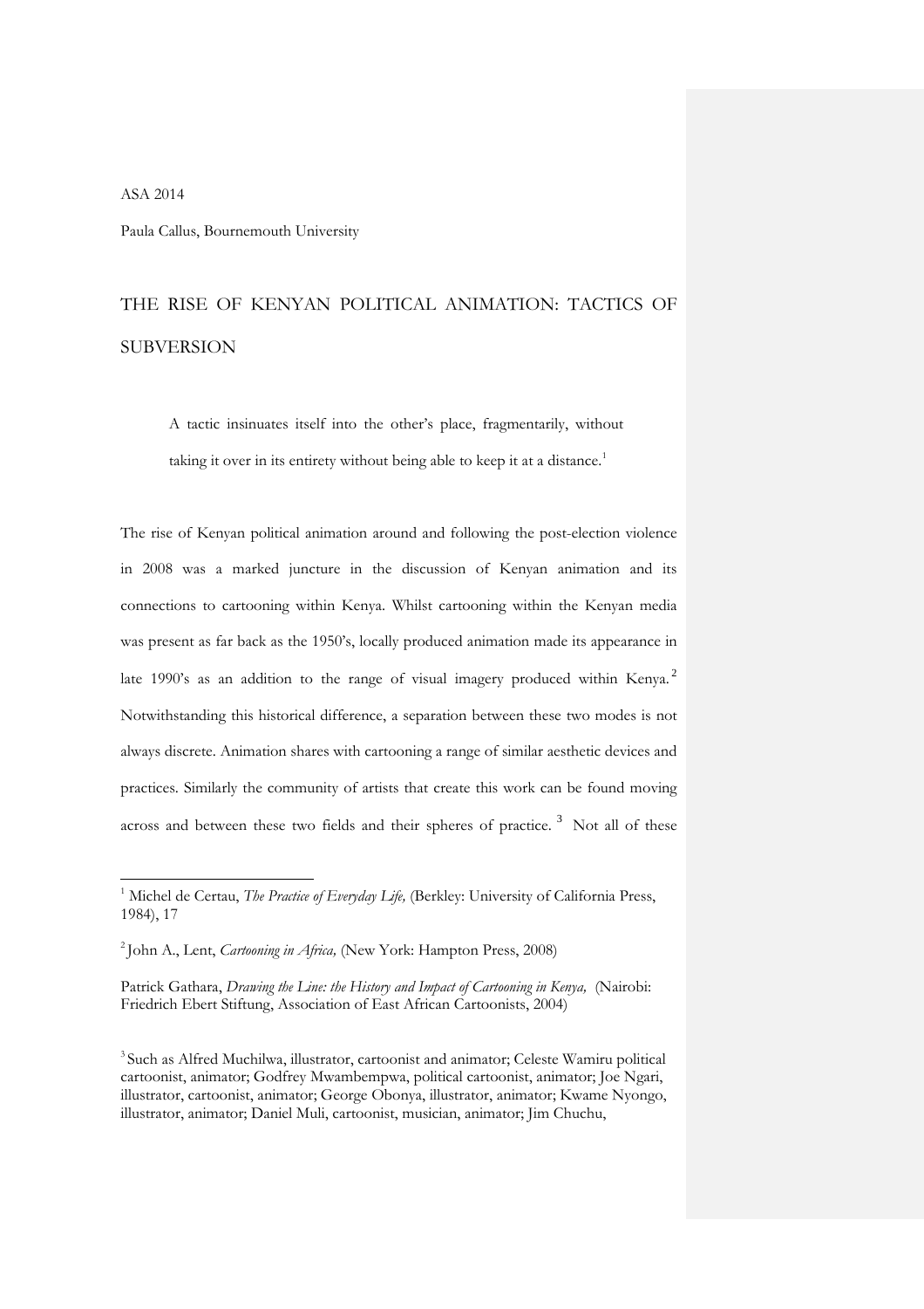ASA 2014

Paula Callus, Bournemouth University

# THE RISE OF KENYAN POLITICAL ANIMATION: TACTICS OF SUBVERSION

> A tactic insinuates itself into the other's place, fragmentarily, without taking it over in its entirety without being able to keep it at a distance.[1]

The rise of Kenyan political animation around and following the post-election violence in 2008 was a marked juncture in the discussion of Kenyan animation and its connections to cartooning within Kenya. Whilst cartooning within the Kenyan media was present as far back as the 1950's, locally produced animation made its appearance in late 1990's as an addition to the range of visual imagery produced within Kenya.[2] Notwithstanding this historical difference, a separation between these two modes is not always discrete. Animation shares with cartooning a range of similar aesthetic devices and practices. Similarly the community of artists that create this work can be found moving across and between these two fields and their spheres of practice.[3] Not all of these

---

[1] Michel de Certau, *The Practice of Everyday Life,* (Berkley: University of California Press, 1984), 17

[2] John A., Lent, *Cartooning in Africa,* (New York: Hampton Press, 2008)

Patrick Gathara, *Drawing the Line: the History and Impact of Cartooning in Kenya,* (Nairobi: Friedrich Ebert Stiftung, Association of East African Cartoonists, 2004)

[3] Such as Alfred Muchilwa, illustrator, cartoonist and animator; Celeste Wamiru political cartoonist, animator; Godfrey Mwambempwa, political cartoonist, animator; Joe Ngari, illustrator, cartoonist, animator; George Obonya, illustrator, animator; Kwame Nyongo, illustrator, animator; Daniel Muli, cartoonist, musician, animator; Jim Chuchu,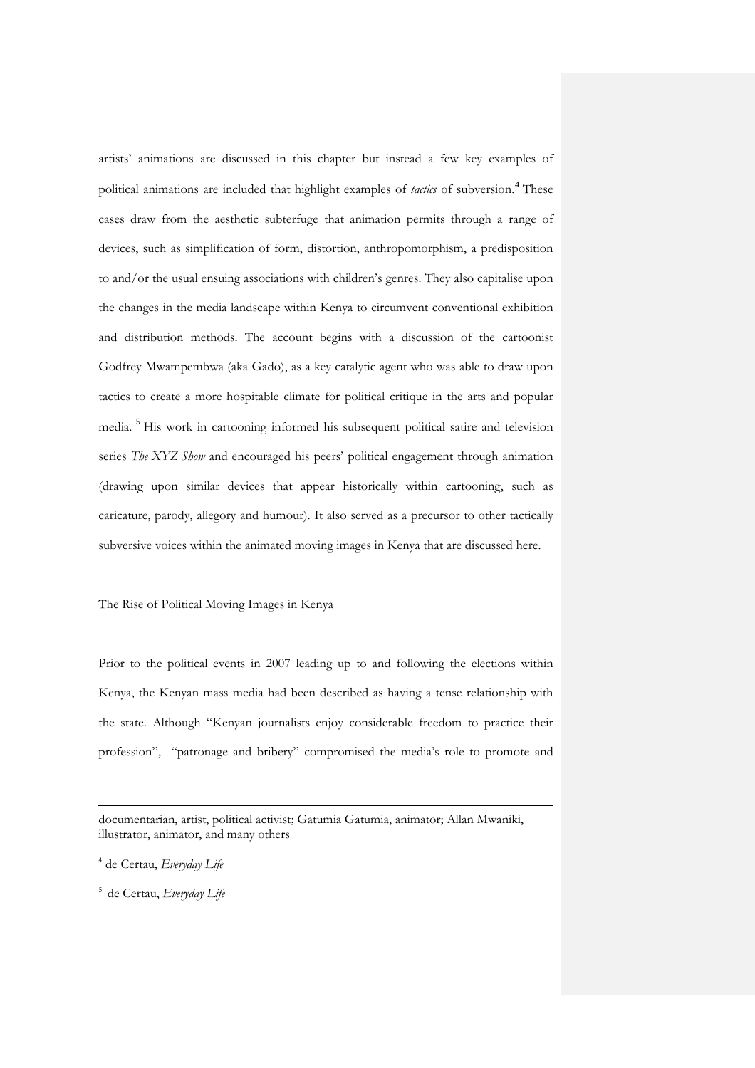artists' animations are discussed in this chapter but instead a few key examples of political animations are included that highlight examples of *tactics* of subversion.[4] These cases draw from the aesthetic subterfuge that animation permits through a range of devices, such as simplification of form, distortion, anthropomorphism, a predisposition to and/or the usual ensuing associations with children's genres. They also capitalise upon the changes in the media landscape within Kenya to circumvent conventional exhibition and distribution methods. The account begins with a discussion of the cartoonist Godfrey Mwampembwa (aka Gado), as a key catalytic agent who was able to draw upon tactics to create a more hospitable climate for political critique in the arts and popular media.[5] His work in cartooning informed his subsequent political satire and television series *The XYZ Show* and encouraged his peers' political engagement through animation (drawing upon similar devices that appear historically within cartooning, such as caricature, parody, allegory and humour). It also served as a precursor to other tactically subversive voices within the animated moving images in Kenya that are discussed here.

## The Rise of Political Moving Images in Kenya

Prior to the political events in 2007 leading up to and following the elections within Kenya, the Kenyan mass media had been described as having a tense relationship with the state. Although "Kenyan journalists enjoy considerable freedom to practice their profession", "patronage and bribery" compromised the media's role to promote and

---

documentarian, artist, political activist; Gatumia Gatumia, animator; Allan Mwaniki, illustrator, animator, and many others

[4] de Certau, *Everyday Life*

[5] de Certau, *Everyday Life*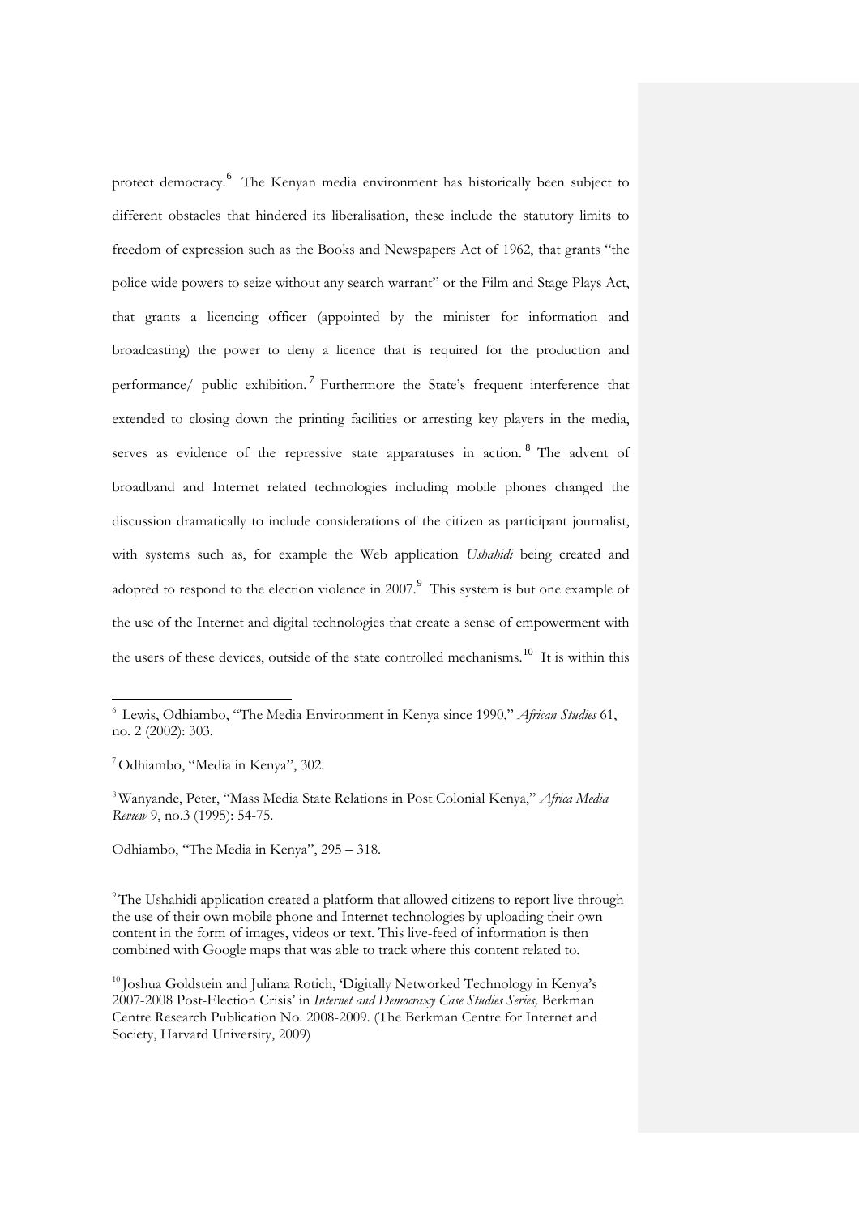protect democracy.[6] The Kenyan media environment has historically been subject to different obstacles that hindered its liberalisation, these include the statutory limits to freedom of expression such as the Books and Newspapers Act of 1962, that grants "the police wide powers to seize without any search warrant" or the Film and Stage Plays Act, that grants a licencing officer (appointed by the minister for information and broadcasting) the power to deny a licence that is required for the production and performance/ public exhibition.[7] Furthermore the State's frequent interference that extended to closing down the printing facilities or arresting key players in the media, serves as evidence of the repressive state apparatuses in action.[8] The advent of broadband and Internet related technologies including mobile phones changed the discussion dramatically to include considerations of the citizen as participant journalist, with systems such as, for example the Web application *Ushahidi* being created and adopted to respond to the election violence in 2007.[9] This system is but one example of the use of the Internet and digital technologies that create a sense of empowerment with the users of these devices, outside of the state controlled mechanisms.[10] It is within this

---

[6] Lewis, Odhiambo, "The Media Environment in Kenya since 1990," *African Studies* 61, no. 2 (2002): 303.

[7] Odhiambo, "Media in Kenya", 302.

[8] Wanyande, Peter, "Mass Media State Relations in Post Colonial Kenya," *Africa Media Review* 9, no.3 (1995): 54-75.

Odhiambo, "The Media in Kenya", 295 – 318.

[9] The Ushahidi application created a platform that allowed citizens to report live through the use of their own mobile phone and Internet technologies by uploading their own content in the form of images, videos or text. This live-feed of information is then combined with Google maps that was able to track where this content related to.

[10] Joshua Goldstein and Juliana Rotich, 'Digitally Networked Technology in Kenya's 2007-2008 Post-Election Crisis' in *Internet and Democracy Case Studies Series,* Berkman Centre Research Publication No. 2008-2009. (The Berkman Centre for Internet and Society, Harvard University, 2009)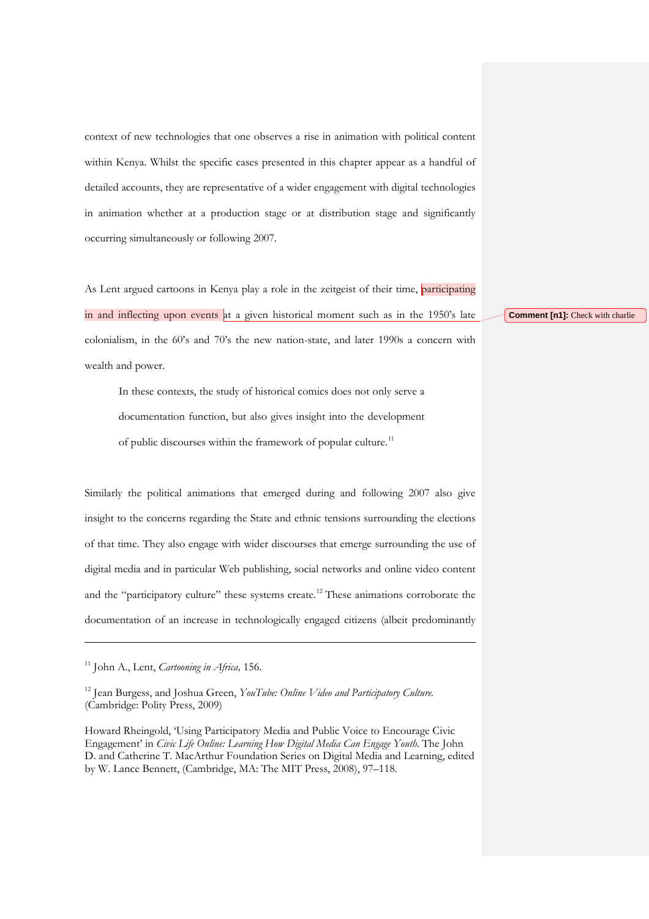context of new technologies that one observes a rise in animation with political content within Kenya. Whilst the specific cases presented in this chapter appear as a handful of detailed accounts, they are representative of a wider engagement with digital technologies in animation whether at a production stage or at distribution stage and significantly occurring simultaneously or following 2007.

As Lent argued cartoons in Kenya play a role in the zeitgeist of their time, participating in and inflecting upon events at a given historical moment such as in the 1950's late colonialism, in the 60's and 70's the new nation-state, and later 1990s a concern with wealth and power.

> In these contexts, the study of historical comics does not only serve a documentation function, but also gives insight into the development of public discourses within the framework of popular culture.[11]

Similarly the political animations that emerged during and following 2007 also give insight to the concerns regarding the State and ethnic tensions surrounding the elections of that time. They also engage with wider discourses that emerge surrounding the use of digital media and in particular Web publishing, social networks and online video content and the "participatory culture" these systems create.[12] These animations corroborate the documentation of an increase in technologically engaged citizens (albeit predominantly

**Comment [n1]:** Check with charlie

---

[11] John A., Lent, *Cartooning in Africa,* 156.

[12] Jean Burgess, and Joshua Green, *YouTube: Online Video and Participatory Culture.* (Cambridge: Polity Press, 2009)

Howard Rheingold, 'Using Participatory Media and Public Voice to Encourage Civic Engagement' in *Civic Life Online: Learning How Digital Media Can Engage Youth*. The John D. and Catherine T. MacArthur Foundation Series on Digital Media and Learning, edited by W. Lance Bennett, (Cambridge, MA: The MIT Press, 2008), 97–118.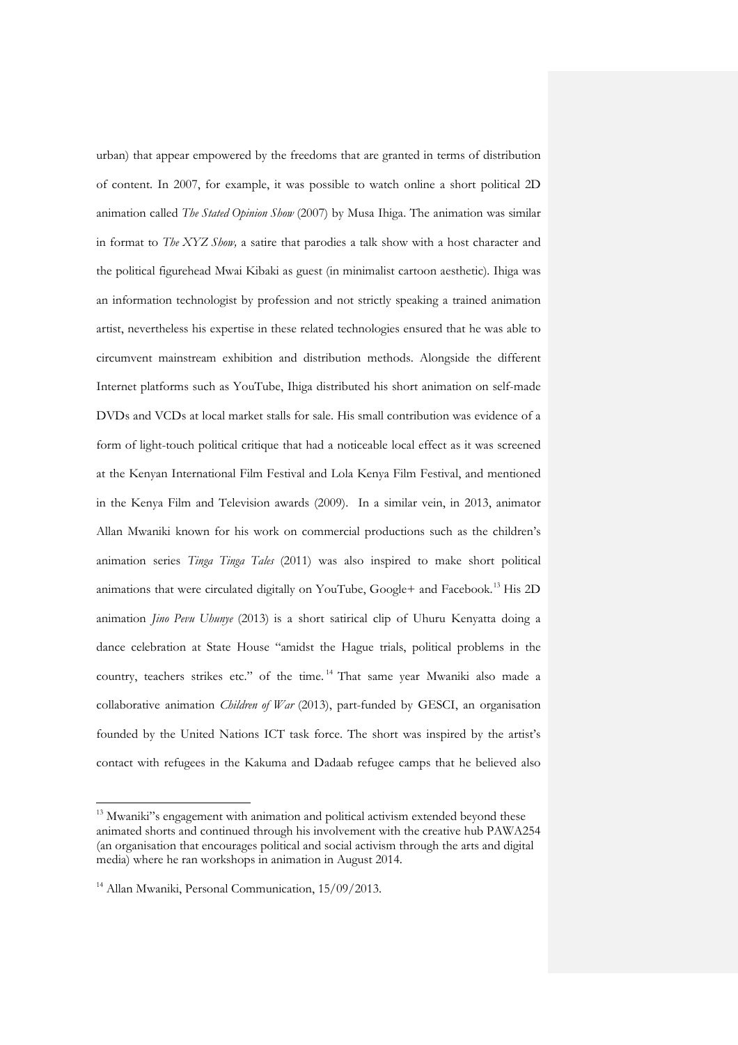urban) that appear empowered by the freedoms that are granted in terms of distribution of content. In 2007, for example, it was possible to watch online a short political 2D animation called *The Stated Opinion Show* (2007) by Musa Ihiga. The animation was similar in format to *The XYZ Show,* a satire that parodies a talk show with a host character and the political figurehead Mwai Kibaki as guest (in minimalist cartoon aesthetic). Ihiga was an information technologist by profession and not strictly speaking a trained animation artist, nevertheless his expertise in these related technologies ensured that he was able to circumvent mainstream exhibition and distribution methods. Alongside the different Internet platforms such as YouTube, Ihiga distributed his short animation on self-made DVDs and VCDs at local market stalls for sale. His small contribution was evidence of a form of light-touch political critique that had a noticeable local effect as it was screened at the Kenyan International Film Festival and Lola Kenya Film Festival, and mentioned in the Kenya Film and Television awards (2009). In a similar vein, in 2013, animator Allan Mwaniki known for his work on commercial productions such as the children's animation series *Tinga Tinga Tales* (2011) was also inspired to make short political animations that were circulated digitally on YouTube, Google+ and Facebook.[13] His 2D animation *Jino Pevu Uhunye* (2013) is a short satirical clip of Uhuru Kenyatta doing a dance celebration at State House "amidst the Hague trials, political problems in the country, teachers strikes etc." of the time.[14] That same year Mwaniki also made a collaborative animation *Children of War* (2013), part-funded by GESCI, an organisation founded by the United Nations ICT task force. The short was inspired by the artist's contact with refugees in the Kakuma and Dadaab refugee camps that he believed also

---

[13] Mwaniki"s engagement with animation and political activism extended beyond these animated shorts and continued through his involvement with the creative hub PAWA254 (an organisation that encourages political and social activism through the arts and digital media) where he ran workshops in animation in August 2014.

[14] Allan Mwaniki, Personal Communication, 15/09/2013.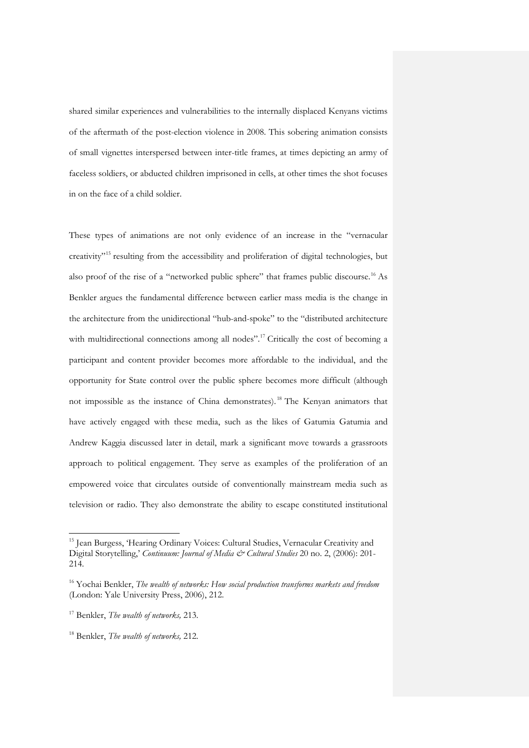shared similar experiences and vulnerabilities to the internally displaced Kenyans victims of the aftermath of the post-election violence in 2008. This sobering animation consists of small vignettes interspersed between inter-title frames, at times depicting an army of faceless soldiers, or abducted children imprisoned in cells, at other times the shot focuses in on the face of a child soldier.

These types of animations are not only evidence of an increase in the "vernacular creativity"[15] resulting from the accessibility and proliferation of digital technologies, but also proof of the rise of a "networked public sphere" that frames public discourse.[16] As Benkler argues the fundamental difference between earlier mass media is the change in the architecture from the unidirectional "hub-and-spoke" to the "distributed architecture with multidirectional connections among all nodes".[17] Critically the cost of becoming a participant and content provider becomes more affordable to the individual, and the opportunity for State control over the public sphere becomes more difficult (although not impossible as the instance of China demonstrates).[18] The Kenyan animators that have actively engaged with these media, such as the likes of Gatumia Gatumia and Andrew Kaggia discussed later in detail, mark a significant move towards a grassroots approach to political engagement. They serve as examples of the proliferation of an empowered voice that circulates outside of conventionally mainstream media such as television or radio. They also demonstrate the ability to escape constituted institutional

---

[15] Jean Burgess, 'Hearing Ordinary Voices: Cultural Studies, Vernacular Creativity and Digital Storytelling,' *Continuum: Journal of Media & Cultural Studies* 20 no. 2, (2006): 201-214.

[16] Yochai Benkler, *The wealth of networks: How social production transforms markets and freedom* (London: Yale University Press, 2006), 212.

[17] Benkler, *The wealth of networks,* 213.

[18] Benkler, *The wealth of networks,* 212.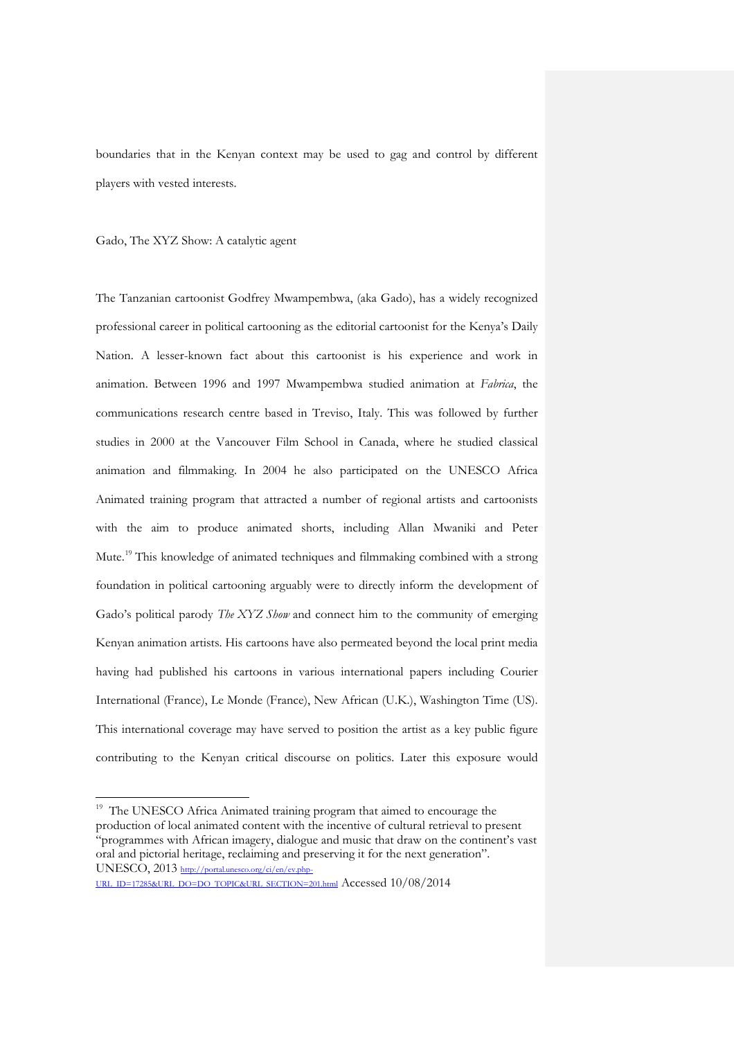boundaries that in the Kenyan context may be used to gag and control by different players with vested interests.

## Gado, The XYZ Show: A catalytic agent

The Tanzanian cartoonist Godfrey Mwampembwa, (aka Gado), has a widely recognized professional career in political cartooning as the editorial cartoonist for the Kenya's Daily Nation. A lesser-known fact about this cartoonist is his experience and work in animation. Between 1996 and 1997 Mwampembwa studied animation at *Fabrica*, the communications research centre based in Treviso, Italy. This was followed by further studies in 2000 at the Vancouver Film School in Canada, where he studied classical animation and filmmaking. In 2004 he also participated on the UNESCO Africa Animated training program that attracted a number of regional artists and cartoonists with the aim to produce animated shorts, including Allan Mwaniki and Peter Mute.[19] This knowledge of animated techniques and filmmaking combined with a strong foundation in political cartooning arguably were to directly inform the development of Gado's political parody *The XYZ Show* and connect him to the community of emerging Kenyan animation artists. His cartoons have also permeated beyond the local print media having had published his cartoons in various international papers including Courier International (France), Le Monde (France), New African (U.K.), Washington Time (US). This international coverage may have served to position the artist as a key public figure contributing to the Kenyan critical discourse on politics. Later this exposure would

---

[19] The UNESCO Africa Animated training program that aimed to encourage the production of local animated content with the incentive of cultural retrieval to present "programmes with African imagery, dialogue and music that draw on the continent's vast oral and pictorial heritage, reclaiming and preserving it for the next generation". UNESCO, 2013 http://portal.unesco.org/ci/en/ev.php-URL_ID=17285&URL_DO=DO_TOPIC&URL_SECTION=201.html Accessed 10/08/2014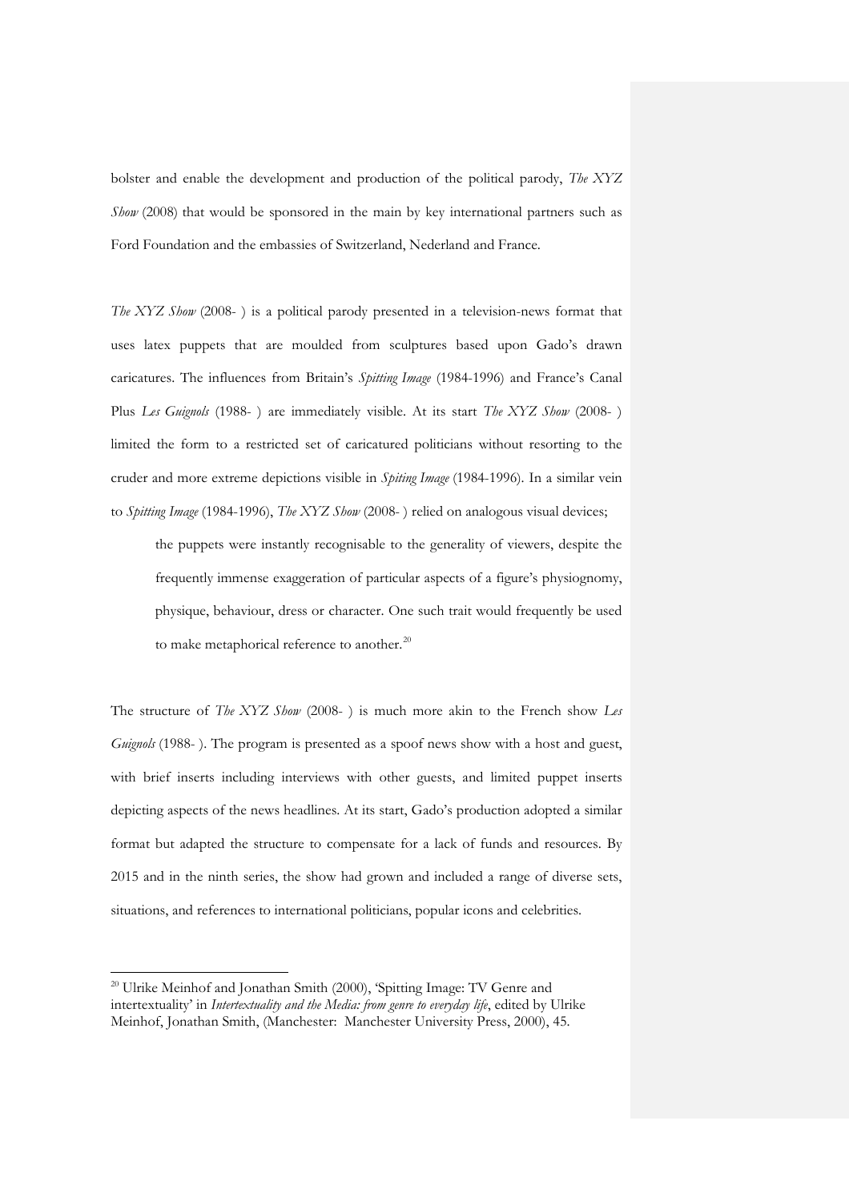bolster and enable the development and production of the political parody, *The XYZ Show* (2008) that would be sponsored in the main by key international partners such as Ford Foundation and the embassies of Switzerland, Nederland and France.

*The XYZ Show* (2008- ) is a political parody presented in a television-news format that uses latex puppets that are moulded from sculptures based upon Gado's drawn caricatures. The influences from Britain's *Spitting Image* (1984-1996) and France's Canal Plus *Les Guignols* (1988- ) are immediately visible. At its start *The XYZ Show* (2008- ) limited the form to a restricted set of caricatured politicians without resorting to the cruder and more extreme depictions visible in *Spiting Image* (1984-1996). In a similar vein to *Spitting Image* (1984-1996), *The XYZ Show* (2008- ) relied on analogous visual devices;

> the puppets were instantly recognisable to the generality of viewers, despite the frequently immense exaggeration of particular aspects of a figure's physiognomy, physique, behaviour, dress or character. One such trait would frequently be used to make metaphorical reference to another.[20]

The structure of *The XYZ Show* (2008- ) is much more akin to the French show *Les Guignols* (1988- ). The program is presented as a spoof news show with a host and guest, with brief inserts including interviews with other guests, and limited puppet inserts depicting aspects of the news headlines. At its start, Gado's production adopted a similar format but adapted the structure to compensate for a lack of funds and resources. By 2015 and in the ninth series, the show had grown and included a range of diverse sets, situations, and references to international politicians, popular icons and celebrities.

---

[20] Ulrike Meinhof and Jonathan Smith (2000), 'Spitting Image: TV Genre and intertextuality' in *Intertextuality and the Media: from genre to everyday life*, edited by Ulrike Meinhof, Jonathan Smith, (Manchester: Manchester University Press, 2000), 45.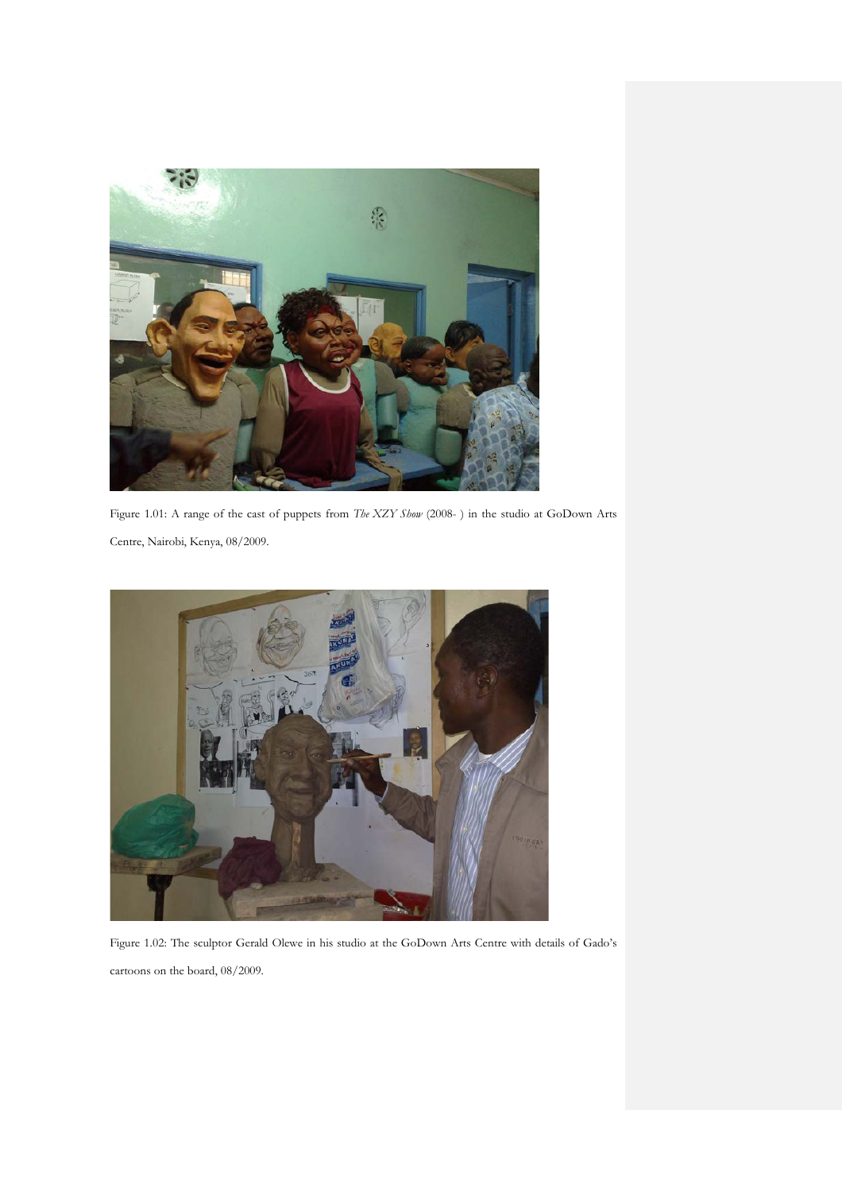Figure 1.01: A range of the cast of puppets from *The XZY Show* (2008- ) in the studio at GoDown Arts Centre, Nairobi, Kenya, 08/2009.

Figure 1.02: The sculptor Gerald Olewe in his studio at the GoDown Arts Centre with details of Gado's cartoons on the board, 08/2009.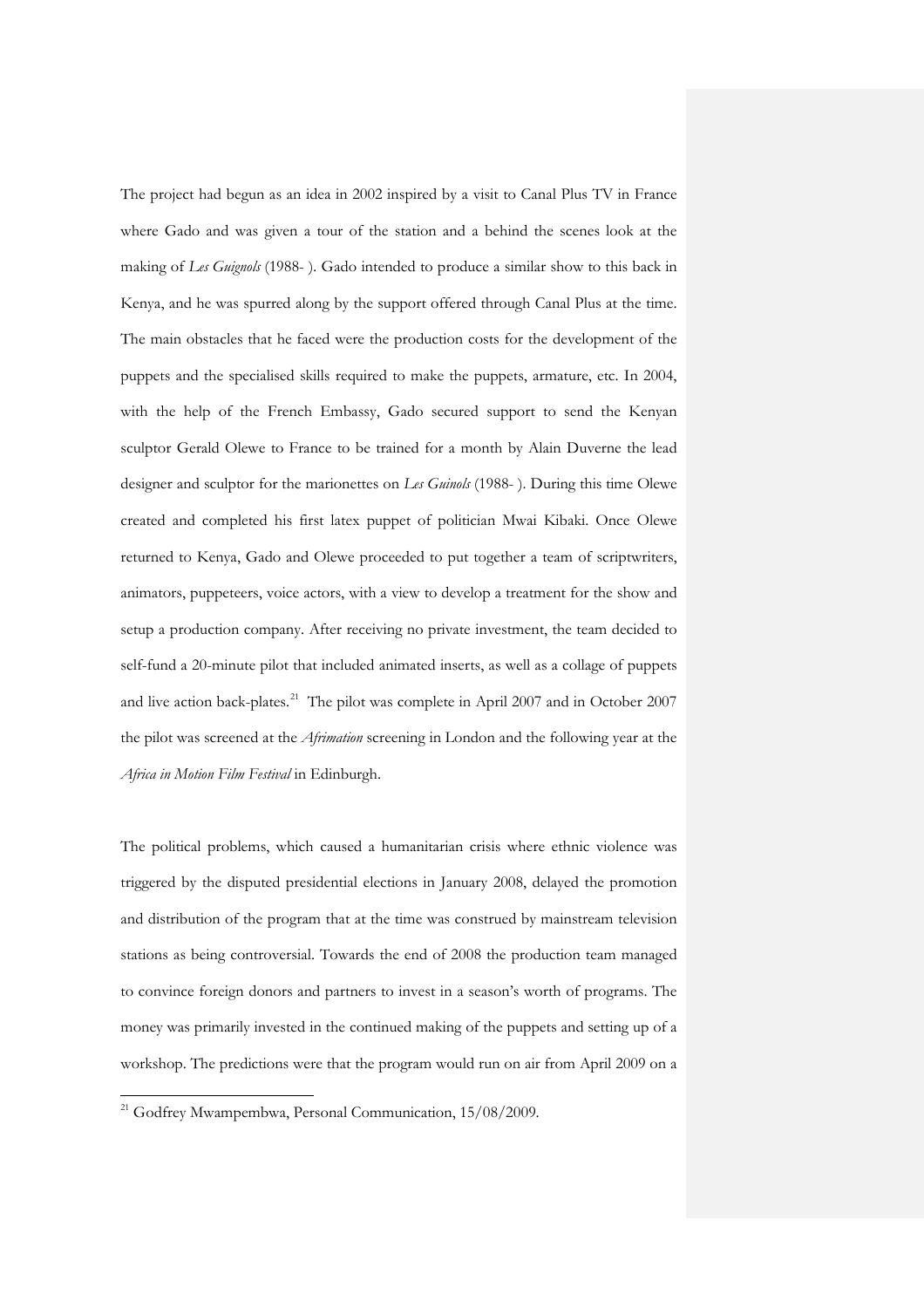The project had begun as an idea in 2002 inspired by a visit to Canal Plus TV in France where Gado and was given a tour of the station and a behind the scenes look at the making of *Les Guignols* (1988- ). Gado intended to produce a similar show to this back in Kenya, and he was spurred along by the support offered through Canal Plus at the time. The main obstacles that he faced were the production costs for the development of the puppets and the specialised skills required to make the puppets, armature, etc. In 2004, with the help of the French Embassy, Gado secured support to send the Kenyan sculptor Gerald Olewe to France to be trained for a month by Alain Duverne the lead designer and sculptor for the marionettes on *Les Guinols* (1988- ). During this time Olewe created and completed his first latex puppet of politician Mwai Kibaki. Once Olewe returned to Kenya, Gado and Olewe proceeded to put together a team of scriptwriters, animators, puppeteers, voice actors, with a view to develop a treatment for the show and setup a production company. After receiving no private investment, the team decided to self-fund a 20-minute pilot that included animated inserts, as well as a collage of puppets and live action back-plates.[21] The pilot was complete in April 2007 and in October 2007 the pilot was screened at the *Afrimation* screening in London and the following year at the *Africa in Motion Film Festival* in Edinburgh.

The political problems, which caused a humanitarian crisis where ethnic violence was triggered by the disputed presidential elections in January 2008, delayed the promotion and distribution of the program that at the time was construed by mainstream television stations as being controversial. Towards the end of 2008 the production team managed to convince foreign donors and partners to invest in a season's worth of programs. The money was primarily invested in the continued making of the puppets and setting up of a workshop. The predictions were that the program would run on air from April 2009 on a

[21] Godfrey Mwampembwa, Personal Communication, 15/08/2009.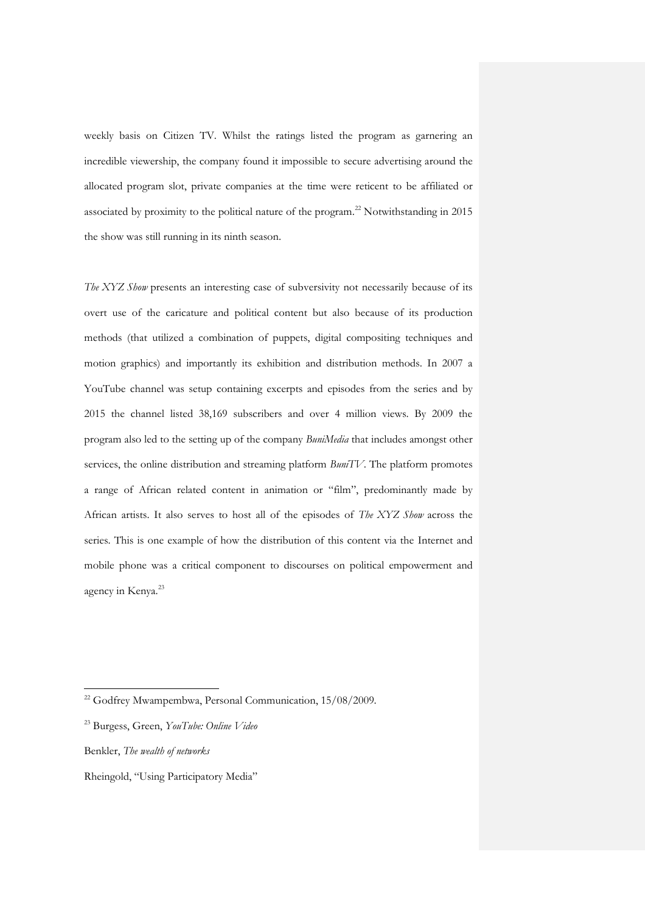weekly basis on Citizen TV. Whilst the ratings listed the program as garnering an incredible viewership, the company found it impossible to secure advertising around the allocated program slot, private companies at the time were reticent to be affiliated or associated by proximity to the political nature of the program.[22] Notwithstanding in 2015 the show was still running in its ninth season.

*The XYZ Show* presents an interesting case of subversivity not necessarily because of its overt use of the caricature and political content but also because of its production methods (that utilized a combination of puppets, digital compositing techniques and motion graphics) and importantly its exhibition and distribution methods. In 2007 a YouTube channel was setup containing excerpts and episodes from the series and by 2015 the channel listed 38,169 subscribers and over 4 million views. By 2009 the program also led to the setting up of the company *BuniMedia* that includes amongst other services, the online distribution and streaming platform *BuniTV*. The platform promotes a range of African related content in animation or "film", predominantly made by African artists. It also serves to host all of the episodes of *The XYZ Show* across the series. This is one example of how the distribution of this content via the Internet and mobile phone was a critical component to discourses on political empowerment and agency in Kenya.[23]

---

[22] Godfrey Mwampembwa, Personal Communication, 15/08/2009.

[23] Burgess, Green, *YouTube: Online Video*

Benkler, *The wealth of networks*

Rheingold, "Using Participatory Media"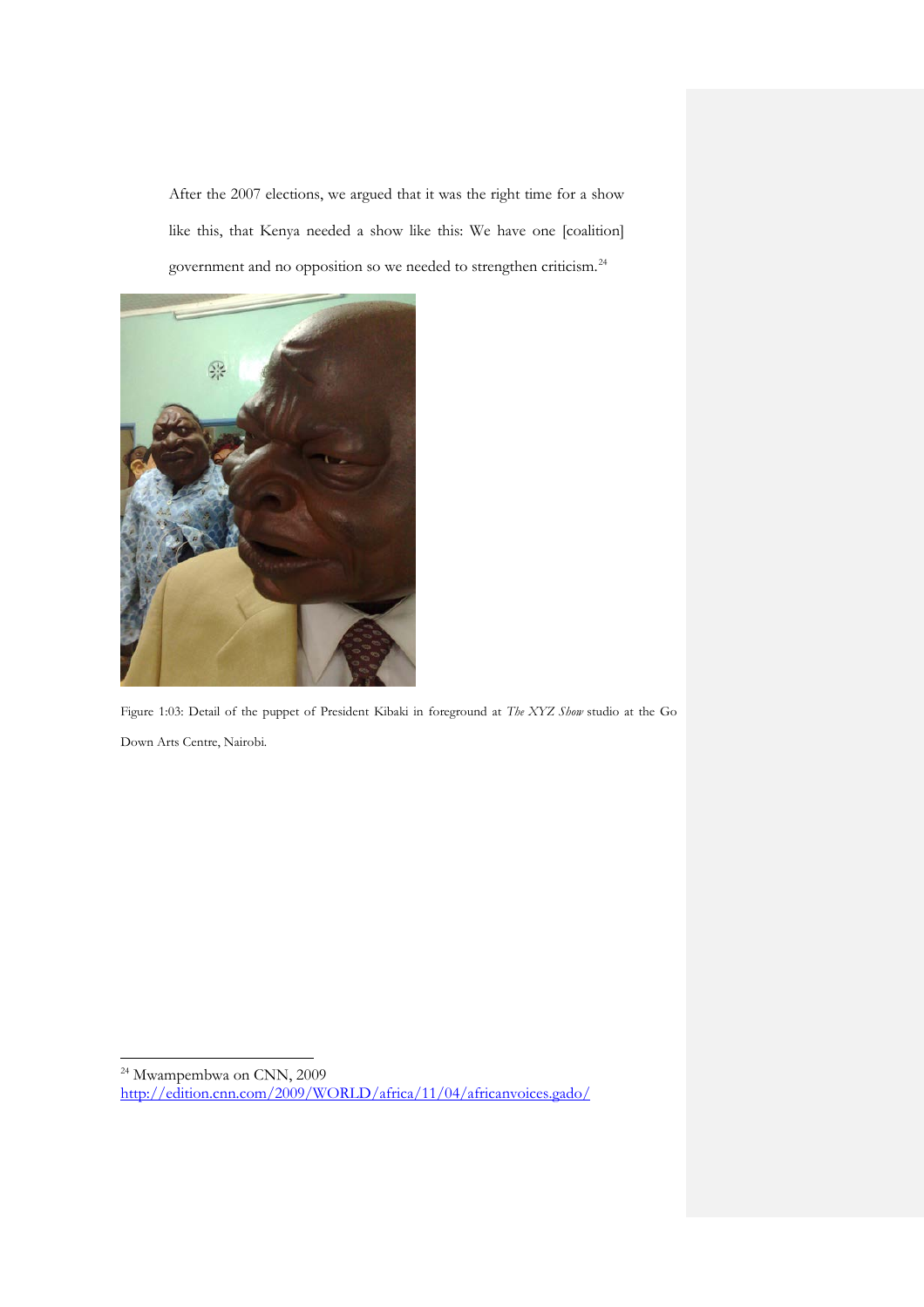After the 2007 elections, we argued that it was the right time for a show like this, that Kenya needed a show like this: We have one [coalition] government and no opposition so we needed to strengthen criticism.[24]

Figure 1:03: Detail of the puppet of President Kibaki in foreground at *The XYZ Show* studio at the Go Down Arts Centre, Nairobi.

[24] Mwampembwa on CNN, 2009
http://edition.cnn.com/2009/WORLD/africa/11/04/africanvoices.gado/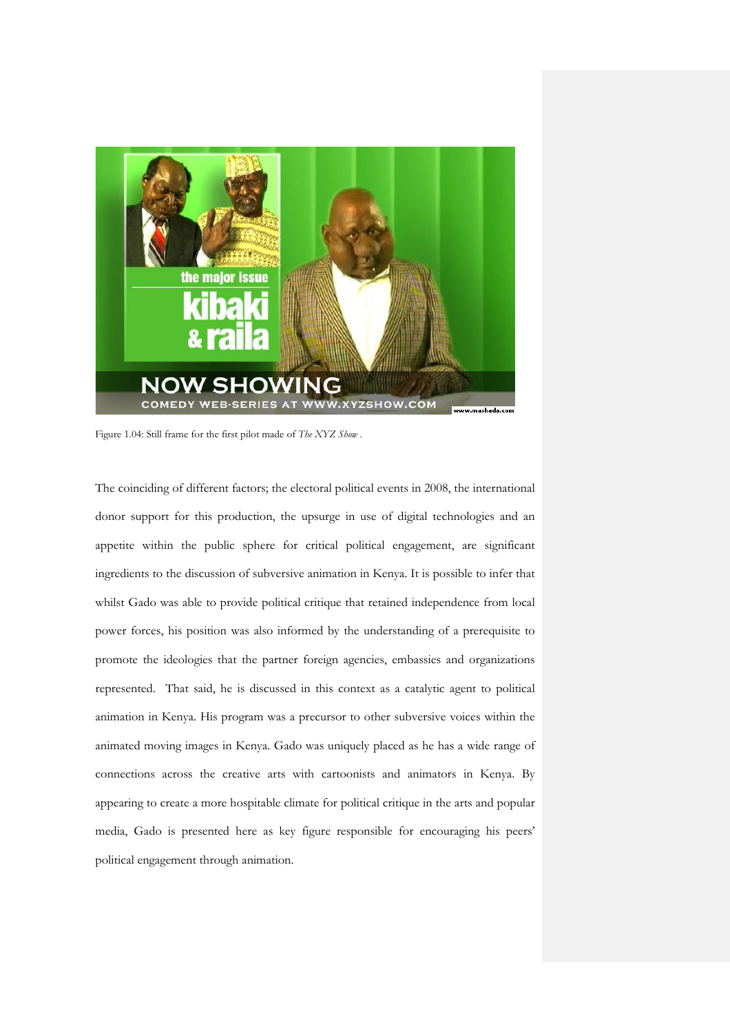Figure 1.04: Still frame for the first pilot made of *The XYZ Show* .

The coinciding of different factors; the electoral political events in 2008, the international donor support for this production, the upsurge in use of digital technologies and an appetite within the public sphere for critical political engagement, are significant ingredients to the discussion of subversive animation in Kenya. It is possible to infer that whilst Gado was able to provide political critique that retained independence from local power forces, his position was also informed by the understanding of a prerequisite to promote the ideologies that the partner foreign agencies, embassies and organizations represented. That said, he is discussed in this context as a catalytic agent to political animation in Kenya. His program was a precursor to other subversive voices within the animated moving images in Kenya. Gado was uniquely placed as he has a wide range of connections across the creative arts with cartoonists and animators in Kenya. By appearing to create a more hospitable climate for political critique in the arts and popular media, Gado is presented here as key figure responsible for encouraging his peers' political engagement through animation.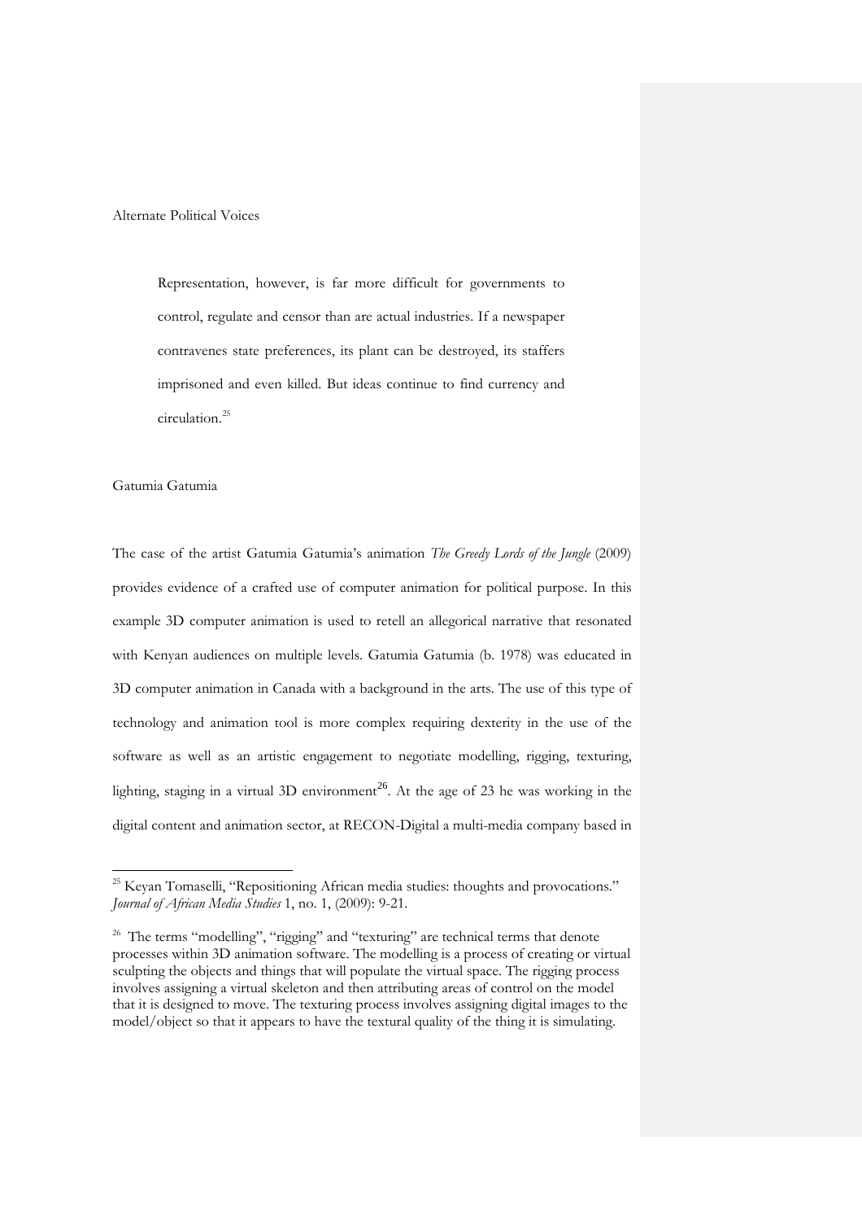## Alternate Political Voices

> Representation, however, is far more difficult for governments to control, regulate and censor than are actual industries. If a newspaper contravenes state preferences, its plant can be destroyed, its staffers imprisoned and even killed. But ideas continue to find currency and circulation.[25]

### Gatumia Gatumia

The case of the artist Gatumia Gatumia's animation *The Greedy Lords of the Jungle* (2009) provides evidence of a crafted use of computer animation for political purpose. In this example 3D computer animation is used to retell an allegorical narrative that resonated with Kenyan audiences on multiple levels. Gatumia Gatumia (b. 1978) was educated in 3D computer animation in Canada with a background in the arts. The use of this type of technology and animation tool is more complex requiring dexterity in the use of the software as well as an artistic engagement to negotiate modelling, rigging, texturing, lighting, staging in a virtual 3D environment[26]. At the age of 23 he was working in the digital content and animation sector, at RECON-Digital a multi-media company based in

---

[25] Keyan Tomaselli, "Repositioning African media studies: thoughts and provocations." *Journal of African Media Studies* 1, no. 1, (2009): 9-21.

[26] The terms "modelling", "rigging" and "texturing" are technical terms that denote processes within 3D animation software. The modelling is a process of creating or virtual sculpting the objects and things that will populate the virtual space. The rigging process involves assigning a virtual skeleton and then attributing areas of control on the model that it is designed to move. The texturing process involves assigning digital images to the model/object so that it appears to have the textural quality of the thing it is simulating.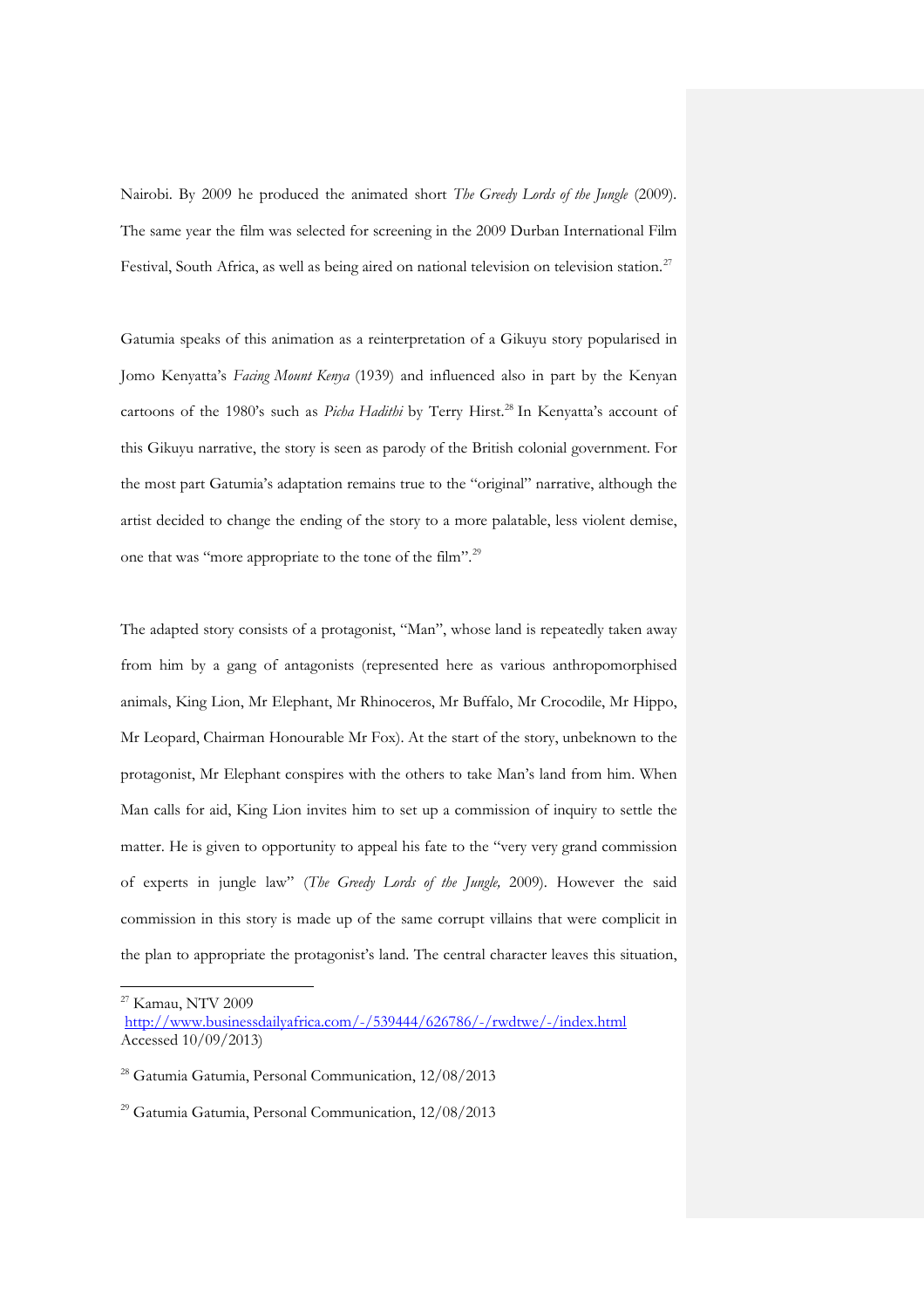Nairobi. By 2009 he produced the animated short *The Greedy Lords of the Jungle* (2009). The same year the film was selected for screening in the 2009 Durban International Film Festival, South Africa, as well as being aired on national television on television station.[27]

Gatumia speaks of this animation as a reinterpretation of a Gikuyu story popularised in Jomo Kenyatta's *Facing Mount Kenya* (1939) and influenced also in part by the Kenyan cartoons of the 1980's such as *Picha Hadithi* by Terry Hirst.[28] In Kenyatta's account of this Gikuyu narrative, the story is seen as parody of the British colonial government. For the most part Gatumia's adaptation remains true to the "original" narrative, although the artist decided to change the ending of the story to a more palatable, less violent demise, one that was "more appropriate to the tone of the film".[29]

The adapted story consists of a protagonist, "Man", whose land is repeatedly taken away from him by a gang of antagonists (represented here as various anthropomorphised animals, King Lion, Mr Elephant, Mr Rhinoceros, Mr Buffalo, Mr Crocodile, Mr Hippo, Mr Leopard, Chairman Honourable Mr Fox). At the start of the story, unbeknown to the protagonist, Mr Elephant conspires with the others to take Man's land from him. When Man calls for aid, King Lion invites him to set up a commission of inquiry to settle the matter. He is given to opportunity to appeal his fate to the "very very grand commission of experts in jungle law" (*The Greedy Lords of the Jungle,* 2009). However the said commission in this story is made up of the same corrupt villains that were complicit in the plan to appropriate the protagonist's land. The central character leaves this situation,

---

[27] Kamau, NTV 2009
http://www.businessdailyafrica.com/-/539444/626786/-/rwdtwe/-/index.html
Accessed 10/09/2013)

[28] Gatumia Gatumia, Personal Communication, 12/08/2013

[29] Gatumia Gatumia, Personal Communication, 12/08/2013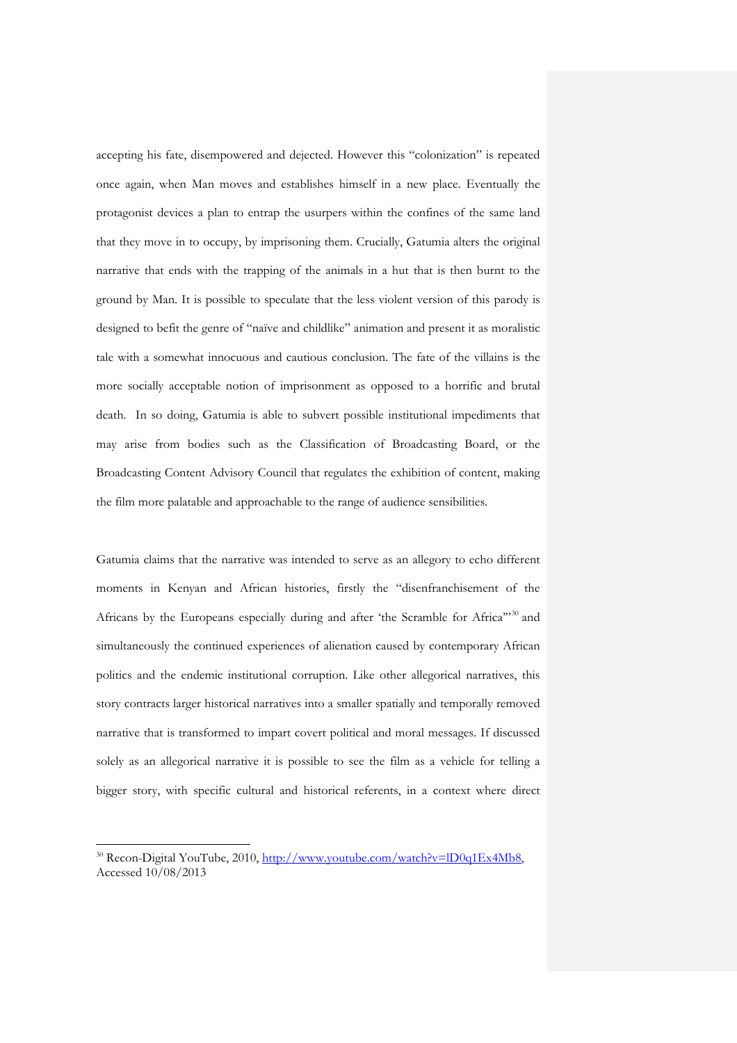accepting his fate, disempowered and dejected. However this "colonization" is repeated once again, when Man moves and establishes himself in a new place. Eventually the protagonist devices a plan to entrap the usurpers within the confines of the same land that they move in to occupy, by imprisoning them. Crucially, Gatumia alters the original narrative that ends with the trapping of the animals in a hut that is then burnt to the ground by Man. It is possible to speculate that the less violent version of this parody is designed to befit the genre of "naïve and childlike" animation and present it as moralistic tale with a somewhat innocuous and cautious conclusion. The fate of the villains is the more socially acceptable notion of imprisonment as opposed to a horrific and brutal death. In so doing, Gatumia is able to subvert possible institutional impediments that may arise from bodies such as the Classification of Broadcasting Board, or the Broadcasting Content Advisory Council that regulates the exhibition of content, making the film more palatable and approachable to the range of audience sensibilities.

Gatumia claims that the narrative was intended to serve as an allegory to echo different moments in Kenyan and African histories, firstly the "disenfranchisement of the Africans by the Europeans especially during and after 'the Scramble for Africa'"[30] and simultaneously the continued experiences of alienation caused by contemporary African politics and the endemic institutional corruption. Like other allegorical narratives, this story contracts larger historical narratives into a smaller spatially and temporally removed narrative that is transformed to impart covert political and moral messages. If discussed solely as an allegorical narrative it is possible to see the film as a vehicle for telling a bigger story, with specific cultural and historical referents, in a context where direct

---

[30] Recon-Digital YouTube, 2010, http://www.youtube.com/watch?v=lD0q1Ex4Mb8, Accessed 10/08/2013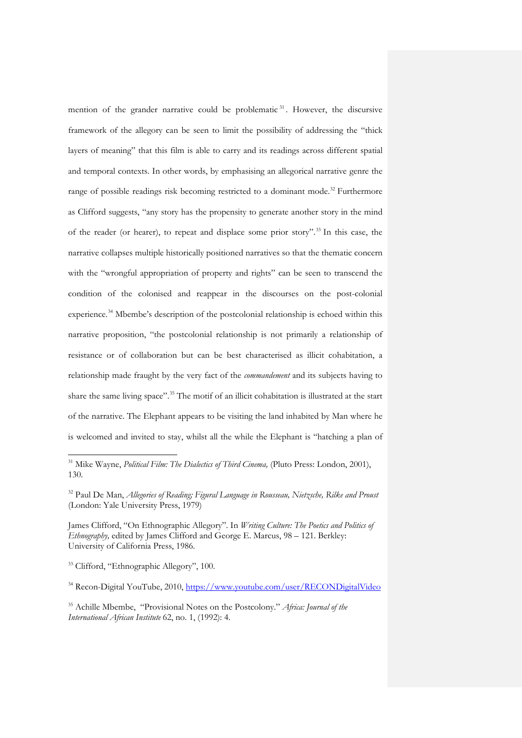mention of the grander narrative could be problematic[31]. However, the discursive framework of the allegory can be seen to limit the possibility of addressing the "thick layers of meaning" that this film is able to carry and its readings across different spatial and temporal contexts. In other words, by emphasising an allegorical narrative genre the range of possible readings risk becoming restricted to a dominant mode.[32] Furthermore as Clifford suggests, "any story has the propensity to generate another story in the mind of the reader (or hearer), to repeat and displace some prior story".[33] In this case, the narrative collapses multiple historically positioned narratives so that the thematic concern with the "wrongful appropriation of property and rights" can be seen to transcend the condition of the colonised and reappear in the discourses on the post-colonial experience.[34] Mbembe's description of the postcolonial relationship is echoed within this narrative proposition, "the postcolonial relationship is not primarily a relationship of resistance or of collaboration but can be best characterised as illicit cohabitation, a relationship made fraught by the very fact of the *commandement* and its subjects having to share the same living space".[35] The motif of an illicit cohabitation is illustrated at the start of the narrative. The Elephant appears to be visiting the land inhabited by Man where he is welcomed and invited to stay, whilst all the while the Elephant is "hatching a plan of

---

[31] Mike Wayne, *Political Film: The Dialectics of Third Cinema,* (Pluto Press: London, 2001), 130.

[32] Paul De Man, *Allegories of Reading; Figural Language in Rousseau, Nietzsche, Rilke and Proust* (London: Yale University Press, 1979)

James Clifford, "On Ethnographic Allegory". In *Writing Culture: The Poetics and Politics of Ethnography,* edited by James Clifford and George E. Marcus, 98 – 121. Berkley: University of California Press, 1986.

[33] Clifford, "Ethnographic Allegory", 100.

[34] Recon-Digital YouTube, 2010, https://www.youtube.com/user/RECONDigitalVideo

[35] Achille Mbembe, "Provisional Notes on the Postcolony." *Africa: Journal of the International African Institute* 62, no. 1, (1992): 4.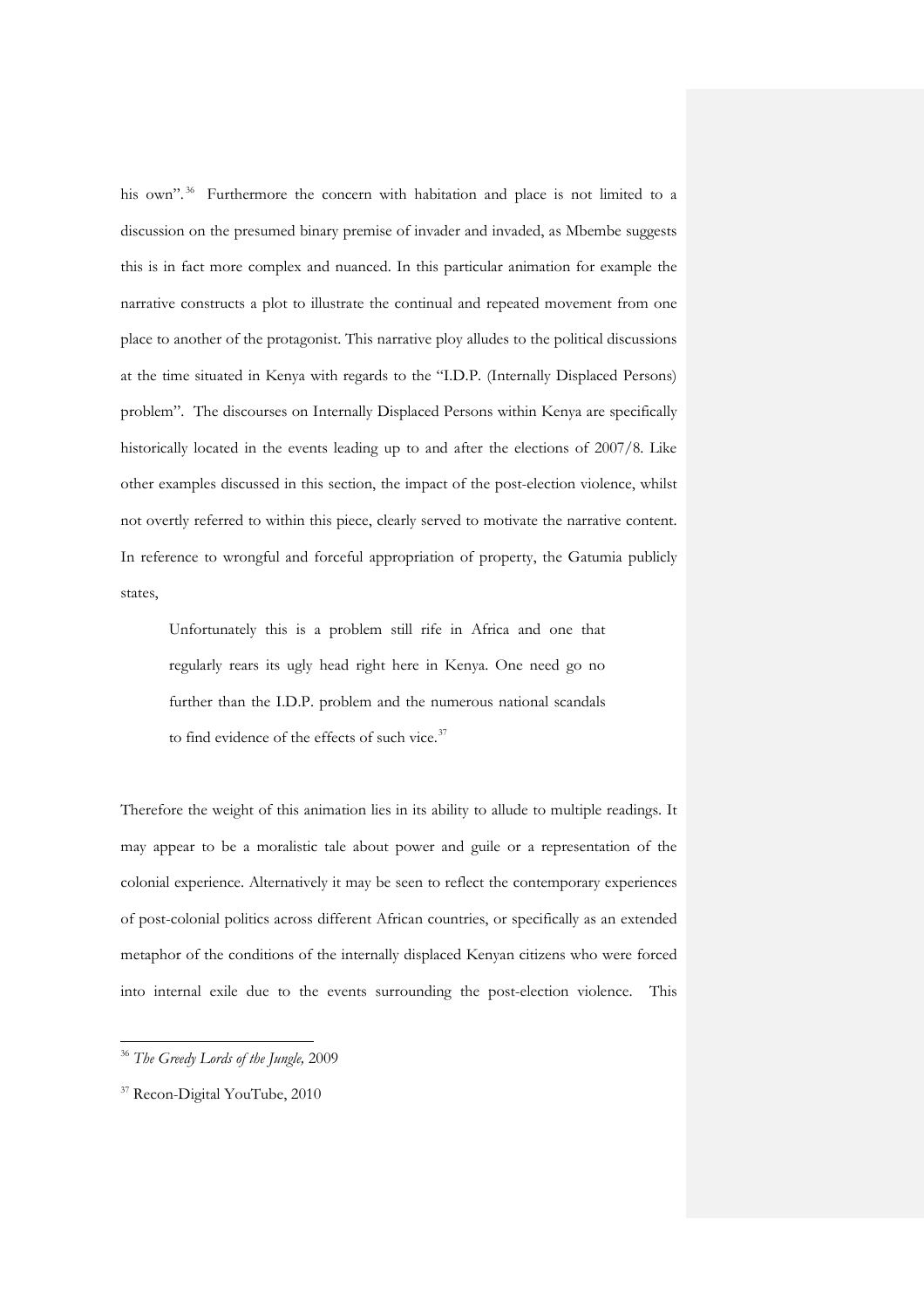his own".[36] Furthermore the concern with habitation and place is not limited to a discussion on the presumed binary premise of invader and invaded, as Mbembe suggests this is in fact more complex and nuanced. In this particular animation for example the narrative constructs a plot to illustrate the continual and repeated movement from one place to another of the protagonist. This narrative ploy alludes to the political discussions at the time situated in Kenya with regards to the "I.D.P. (Internally Displaced Persons) problem". The discourses on Internally Displaced Persons within Kenya are specifically historically located in the events leading up to and after the elections of 2007/8. Like other examples discussed in this section, the impact of the post-election violence, whilst not overtly referred to within this piece, clearly served to motivate the narrative content. In reference to wrongful and forceful appropriation of property, the Gatumia publicly states,

> Unfortunately this is a problem still rife in Africa and one that regularly rears its ugly head right here in Kenya. One need go no further than the I.D.P. problem and the numerous national scandals to find evidence of the effects of such vice.[37]

Therefore the weight of this animation lies in its ability to allude to multiple readings. It may appear to be a moralistic tale about power and guile or a representation of the colonial experience. Alternatively it may be seen to reflect the contemporary experiences of post-colonial politics across different African countries, or specifically as an extended metaphor of the conditions of the internally displaced Kenyan citizens who were forced into internal exile due to the events surrounding the post-election violence. This

---

[36] *The Greedy Lords of the Jungle,* 2009

[37] Recon-Digital YouTube, 2010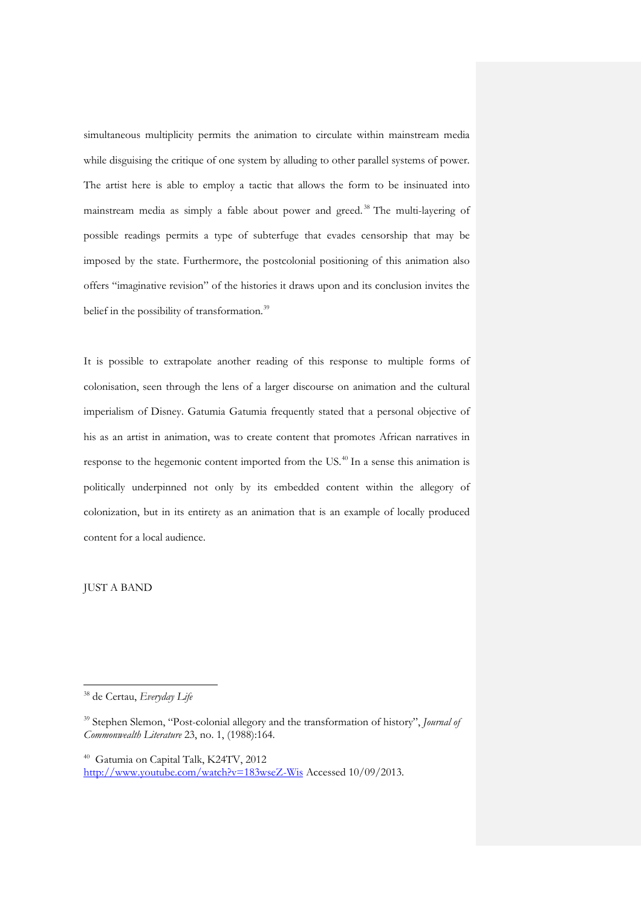simultaneous multiplicity permits the animation to circulate within mainstream media while disguising the critique of one system by alluding to other parallel systems of power. The artist here is able to employ a tactic that allows the form to be insinuated into mainstream media as simply a fable about power and greed.[38] The multi-layering of possible readings permits a type of subterfuge that evades censorship that may be imposed by the state. Furthermore, the postcolonial positioning of this animation also offers "imaginative revision" of the histories it draws upon and its conclusion invites the belief in the possibility of transformation.[39]

It is possible to extrapolate another reading of this response to multiple forms of colonisation, seen through the lens of a larger discourse on animation and the cultural imperialism of Disney. Gatumia Gatumia frequently stated that a personal objective of his as an artist in animation, was to create content that promotes African narratives in response to the hegemonic content imported from the US.[40] In a sense this animation is politically underpinned not only by its embedded content within the allegory of colonization, but in its entirety as an animation that is an example of locally produced content for a local audience.

## JUST A BAND

---

[38] de Certau, *Everyday Life*

[39] Stephen Slemon, "Post-colonial allegory and the transformation of history", *Journal of Commonwealth Literature* 23, no. 1, (1988):164.

[40] Gatumia on Capital Talk, K24TV, 2012 http://www.youtube.com/watch?v=183wseZ-Wis Accessed 10/09/2013.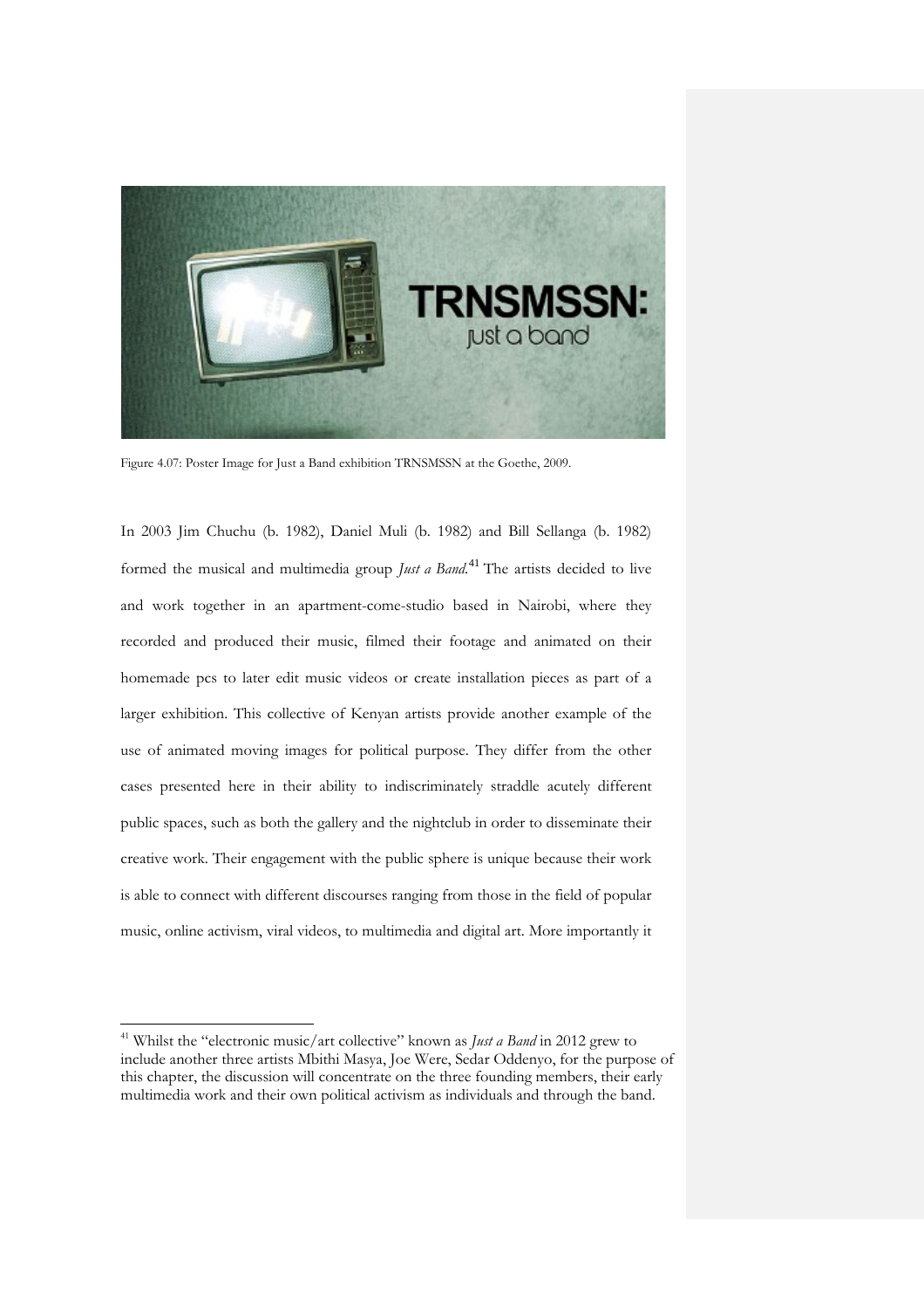Figure 4.07: Poster Image for Just a Band exhibition TRNSMSSN at the Goethe, 2009.

In 2003 Jim Chuchu (b. 1982), Daniel Muli (b. 1982) and Bill Sellanga (b. 1982) formed the musical and multimedia group *Just a Band*.[41] The artists decided to live and work together in an apartment-come-studio based in Nairobi, where they recorded and produced their music, filmed their footage and animated on their homemade pcs to later edit music videos or create installation pieces as part of a larger exhibition. This collective of Kenyan artists provide another example of the use of animated moving images for political purpose. They differ from the other cases presented here in their ability to indiscriminately straddle acutely different public spaces, such as both the gallery and the nightclub in order to disseminate their creative work. Their engagement with the public sphere is unique because their work is able to connect with different discourses ranging from those in the field of popular music, online activism, viral videos, to multimedia and digital art. More importantly it

[41] Whilst the "electronic music/art collective" known as *Just a Band* in 2012 grew to include another three artists Mbithi Masya, Joe Were, Sedar Oddenyo, for the purpose of this chapter, the discussion will concentrate on the three founding members, their early multimedia work and their own political activism as individuals and through the band.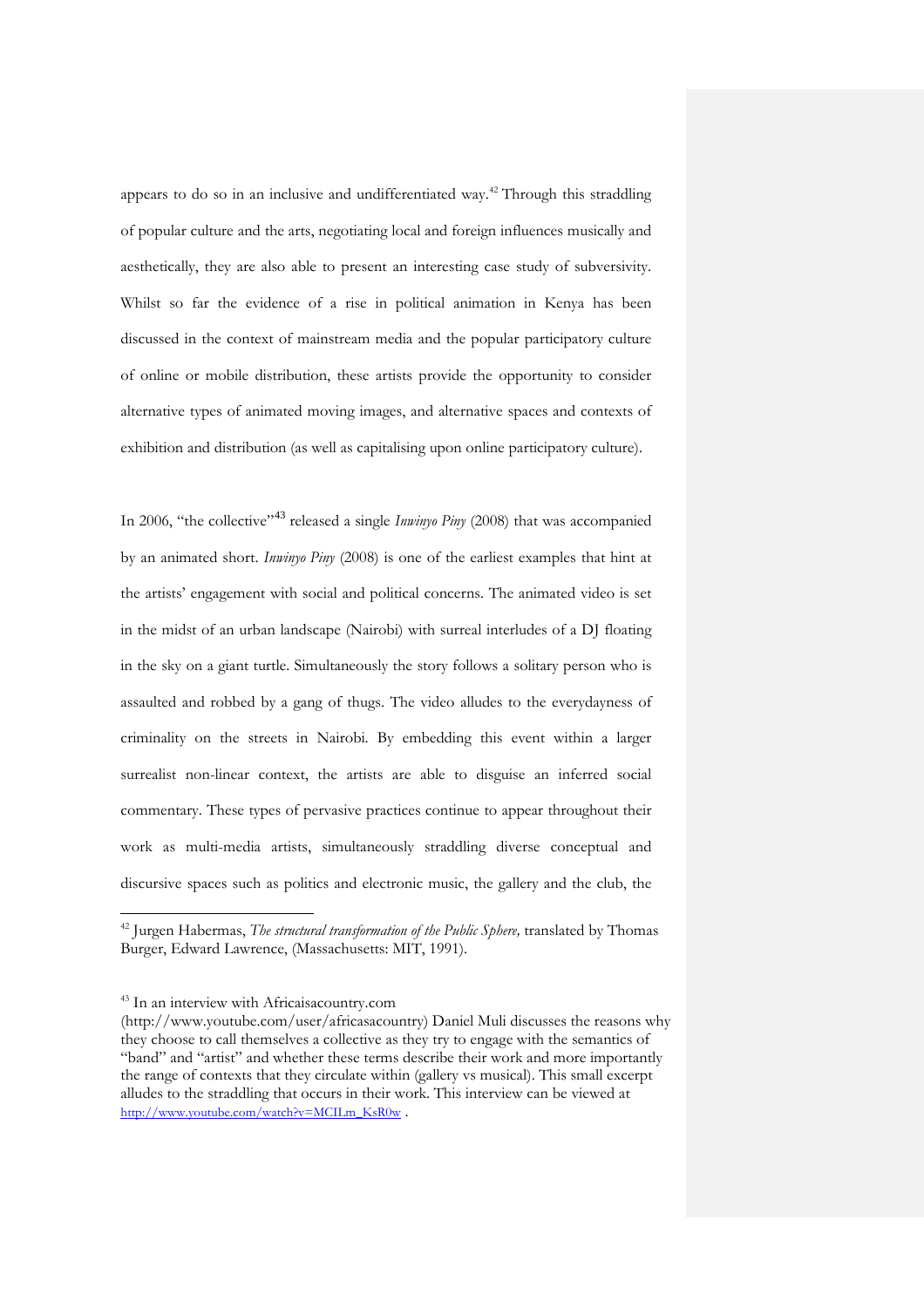appears to do so in an inclusive and undifferentiated way.[42] Through this straddling of popular culture and the arts, negotiating local and foreign influences musically and aesthetically, they are also able to present an interesting case study of subversivity. Whilst so far the evidence of a rise in political animation in Kenya has been discussed in the context of mainstream media and the popular participatory culture of online or mobile distribution, these artists provide the opportunity to consider alternative types of animated moving images, and alternative spaces and contexts of exhibition and distribution (as well as capitalising upon online participatory culture).

In 2006, "the collective"[43] released a single *Inwinyo Piny* (2008) that was accompanied by an animated short. *Inwinyo Piny* (2008) is one of the earliest examples that hint at the artists' engagement with social and political concerns. The animated video is set in the midst of an urban landscape (Nairobi) with surreal interludes of a DJ floating in the sky on a giant turtle. Simultaneously the story follows a solitary person who is assaulted and robbed by a gang of thugs. The video alludes to the everydayness of criminality on the streets in Nairobi. By embedding this event within a larger surrealist non-linear context, the artists are able to disguise an inferred social commentary. These types of pervasive practices continue to appear throughout their work as multi-media artists, simultaneously straddling diverse conceptual and discursive spaces such as politics and electronic music, the gallery and the club, the

---

[42] Jurgen Habermas, *The structural transformation of the Public Sphere,* translated by Thomas Burger, Edward Lawrence, (Massachusetts: MIT, 1991).

[43] In an interview with Africaisacountry.com (http://www.youtube.com/user/africasacountry) Daniel Muli discusses the reasons why they choose to call themselves a collective as they try to engage with the semantics of "band" and "artist" and whether these terms describe their work and more importantly the range of contexts that they circulate within (gallery vs musical). This small excerpt alludes to the straddling that occurs in their work. This interview can be viewed at http://www.youtube.com/watch?v=MCILm_KsR0w .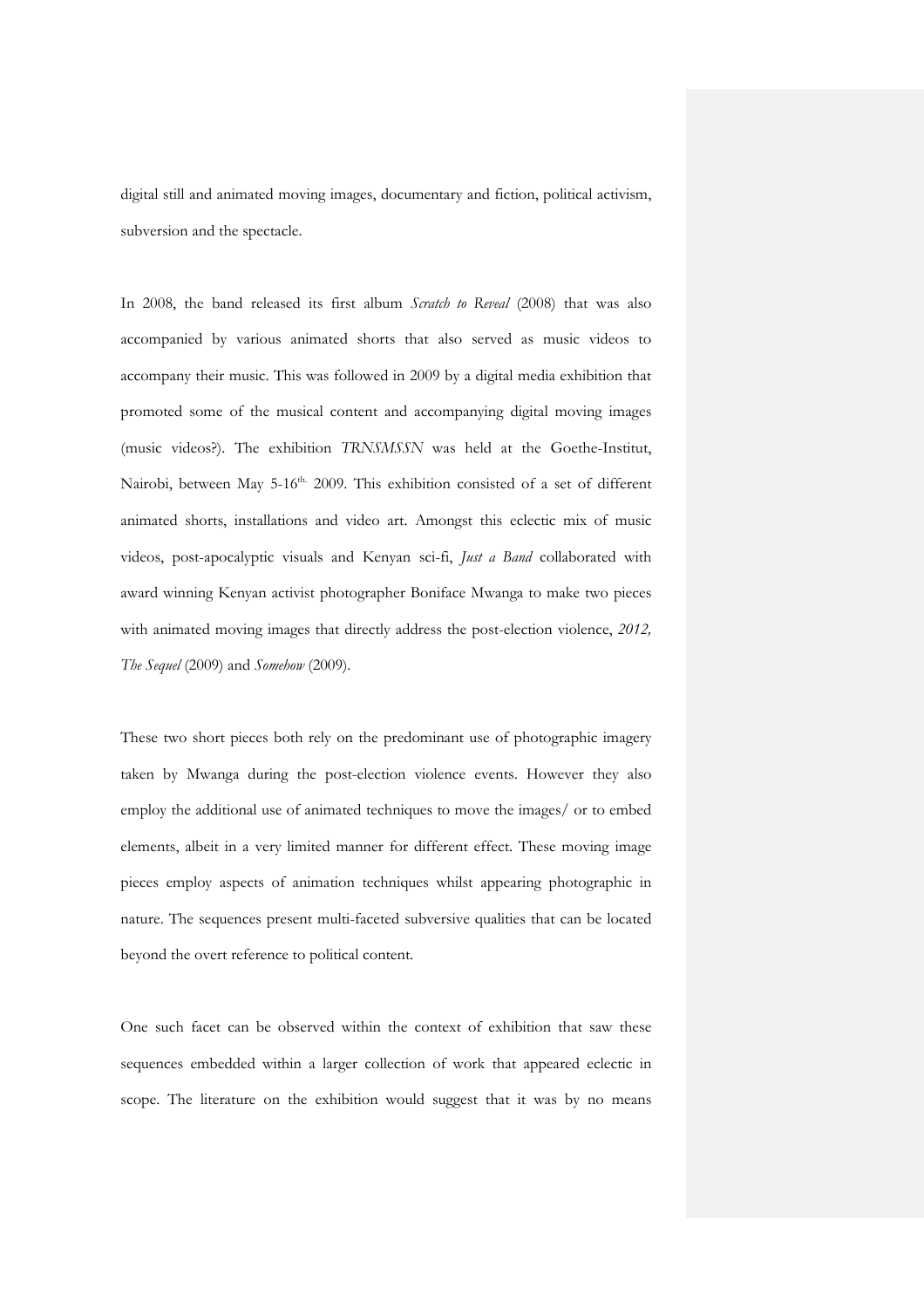digital still and animated moving images, documentary and fiction, political activism, subversion and the spectacle.

In 2008, the band released its first album *Scratch to Reveal* (2008) that was also accompanied by various animated shorts that also served as music videos to accompany their music. This was followed in 2009 by a digital media exhibition that promoted some of the musical content and accompanying digital moving images (music videos?). The exhibition *TRNSMSSN* was held at the Goethe-Institut, Nairobi, between May 5-16th 2009. This exhibition consisted of a set of different animated shorts, installations and video art. Amongst this eclectic mix of music videos, post-apocalyptic visuals and Kenyan sci-fi, *Just a Band* collaborated with award winning Kenyan activist photographer Boniface Mwanga to make two pieces with animated moving images that directly address the post-election violence, *2012, The Sequel* (2009) and *Somehow* (2009).

These two short pieces both rely on the predominant use of photographic imagery taken by Mwanga during the post-election violence events. However they also employ the additional use of animated techniques to move the images/ or to embed elements, albeit in a very limited manner for different effect. These moving image pieces employ aspects of animation techniques whilst appearing photographic in nature. The sequences present multi-faceted subversive qualities that can be located beyond the overt reference to political content.

One such facet can be observed within the context of exhibition that saw these sequences embedded within a larger collection of work that appeared eclectic in scope. The literature on the exhibition would suggest that it was by no means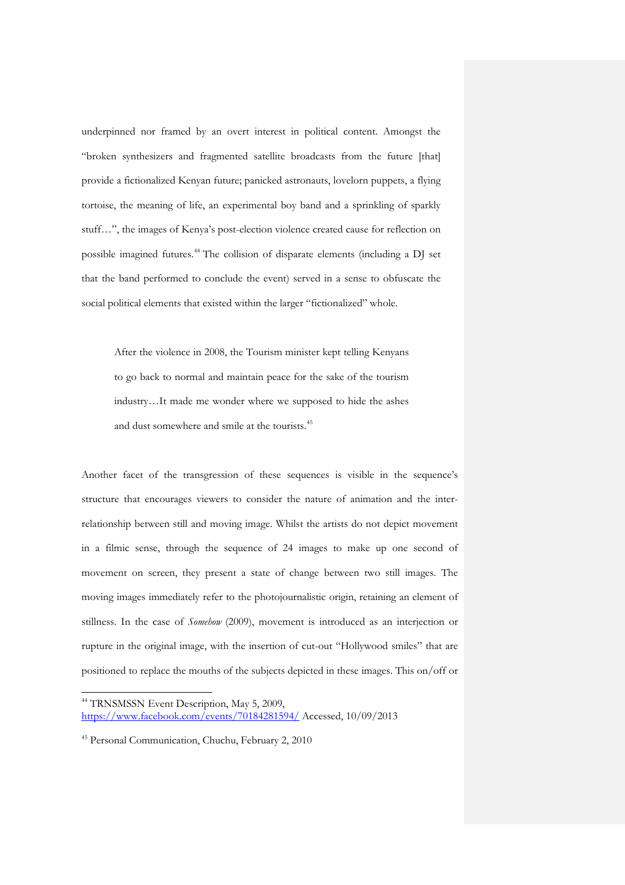underpinned nor framed by an overt interest in political content. Amongst the "broken synthesizers and fragmented satellite broadcasts from the future [that] provide a fictionalized Kenyan future; panicked astronauts, lovelorn puppets, a flying tortoise, the meaning of life, an experimental boy band and a sprinkling of sparkly stuff…", the images of Kenya's post-election violence created cause for reflection on possible imagined futures.[44] The collision of disparate elements (including a DJ set that the band performed to conclude the event) served in a sense to obfuscate the social political elements that existed within the larger "fictionalized" whole.

> After the violence in 2008, the Tourism minister kept telling Kenyans to go back to normal and maintain peace for the sake of the tourism industry…It made me wonder where we supposed to hide the ashes and dust somewhere and smile at the tourists.[45]

Another facet of the transgression of these sequences is visible in the sequence's structure that encourages viewers to consider the nature of animation and the inter-relationship between still and moving image. Whilst the artists do not depict movement in a filmic sense, through the sequence of 24 images to make up one second of movement on screen, they present a state of change between two still images. The moving images immediately refer to the photojournalistic origin, retaining an element of stillness. In the case of *Somehow* (2009), movement is introduced as an interjection or rupture in the original image, with the insertion of cut-out "Hollywood smiles" that are positioned to replace the mouths of the subjects depicted in these images. This on/off or

---

[44] TRNSMSSN Event Description, May 5, 2009, https://www.facebook.com/events/70184281594/ Accessed, 10/09/2013

[45] Personal Communication, Chuchu, February 2, 2010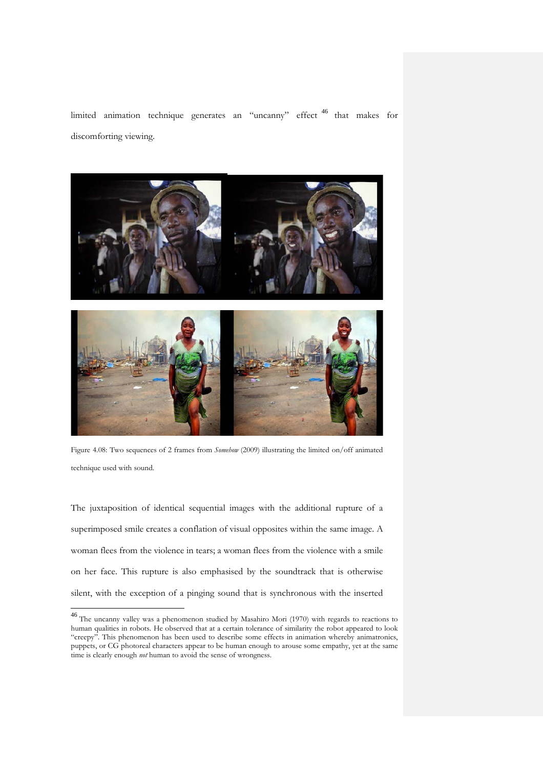limited animation technique generates an "uncanny" effect [46] that makes for discomforting viewing.

Figure 4.08: Two sequences of 2 frames from *Somehow* (2009) illustrating the limited on/off animated technique used with sound.

The juxtaposition of identical sequential images with the additional rupture of a superimposed smile creates a conflation of visual opposites within the same image. A woman flees from the violence in tears; a woman flees from the violence with a smile on her face. This rupture is also emphasised by the soundtrack that is otherwise silent, with the exception of a pinging sound that is synchronous with the inserted

[46] The uncanny valley was a phenomenon studied by Masahiro Mori (1970) with regards to reactions to human qualities in robots. He observed that at a certain tolerance of similarity the robot appeared to look "creepy". This phenomenon has been used to describe some effects in animation whereby animatronics, puppets, or CG photoreal characters appear to be human enough to arouse some empathy, yet at the same time is clearly enough *not* human to avoid the sense of wrongness.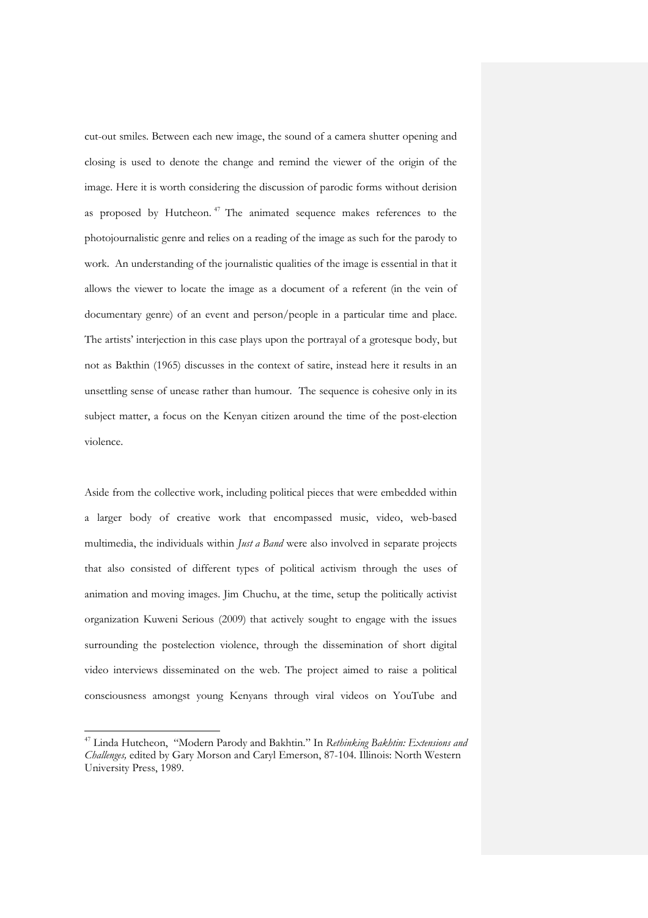cut-out smiles. Between each new image, the sound of a camera shutter opening and closing is used to denote the change and remind the viewer of the origin of the image. Here it is worth considering the discussion of parodic forms without derision as proposed by Hutcheon.[47] The animated sequence makes references to the photojournalistic genre and relies on a reading of the image as such for the parody to work. An understanding of the journalistic qualities of the image is essential in that it allows the viewer to locate the image as a document of a referent (in the vein of documentary genre) of an event and person/people in a particular time and place. The artists' interjection in this case plays upon the portrayal of a grotesque body, but not as Bakthin (1965) discusses in the context of satire, instead here it results in an unsettling sense of unease rather than humour. The sequence is cohesive only in its subject matter, a focus on the Kenyan citizen around the time of the post-election violence.

Aside from the collective work, including political pieces that were embedded within a larger body of creative work that encompassed music, video, web-based multimedia, the individuals within *Just a Band* were also involved in separate projects that also consisted of different types of political activism through the uses of animation and moving images. Jim Chuchu, at the time, setup the politically activist organization Kuweni Serious (2009) that actively sought to engage with the issues surrounding the postelection violence, through the dissemination of short digital video interviews disseminated on the web. The project aimed to raise a political consciousness amongst young Kenyans through viral videos on YouTube and

---

[47] Linda Hutcheon, "Modern Parody and Bakhtin." In *Rethinking Bakhtin: Extensions and Challenges,* edited by Gary Morson and Caryl Emerson, 87-104. Illinois: North Western University Press, 1989.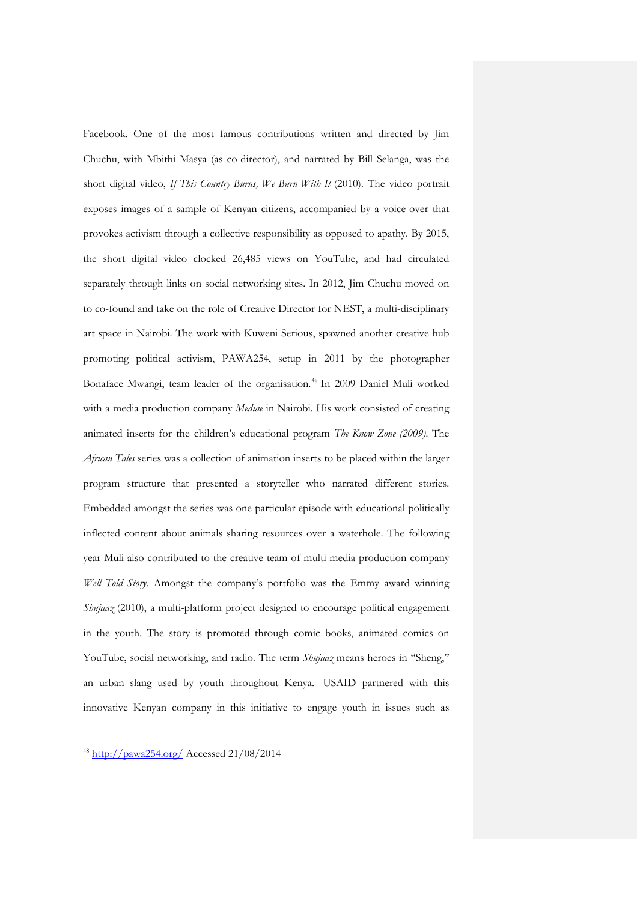Facebook. One of the most famous contributions written and directed by Jim Chuchu, with Mbithi Masya (as co-director), and narrated by Bill Selanga, was the short digital video, *If This Country Burns, We Burn With It* (2010). The video portrait exposes images of a sample of Kenyan citizens, accompanied by a voice-over that provokes activism through a collective responsibility as opposed to apathy. By 2015, the short digital video clocked 26,485 views on YouTube, and had circulated separately through links on social networking sites. In 2012, Jim Chuchu moved on to co-found and take on the role of Creative Director for NEST, a multi-disciplinary art space in Nairobi. The work with Kuweni Serious, spawned another creative hub promoting political activism, PAWA254, setup in 2011 by the photographer Bonaface Mwangi, team leader of the organisation.[48] In 2009 Daniel Muli worked with a media production company *Mediae* in Nairobi. His work consisted of creating animated inserts for the children's educational program *The Know Zone (2009).* The *African Tales* series was a collection of animation inserts to be placed within the larger program structure that presented a storyteller who narrated different stories. Embedded amongst the series was one particular episode with educational politically inflected content about animals sharing resources over a waterhole. The following year Muli also contributed to the creative team of multi-media production company *Well Told Story.* Amongst the company's portfolio was the Emmy award winning *Shujaaz* (2010), a multi-platform project designed to encourage political engagement in the youth. The story is promoted through comic books, animated comics on YouTube, social networking, and radio. The term *Shujaaz* means heroes in "Sheng," an urban slang used by youth throughout Kenya. USAID partnered with this innovative Kenyan company in this initiative to engage youth in issues such as

---

[48] http://pawa254.org/ Accessed 21/08/2014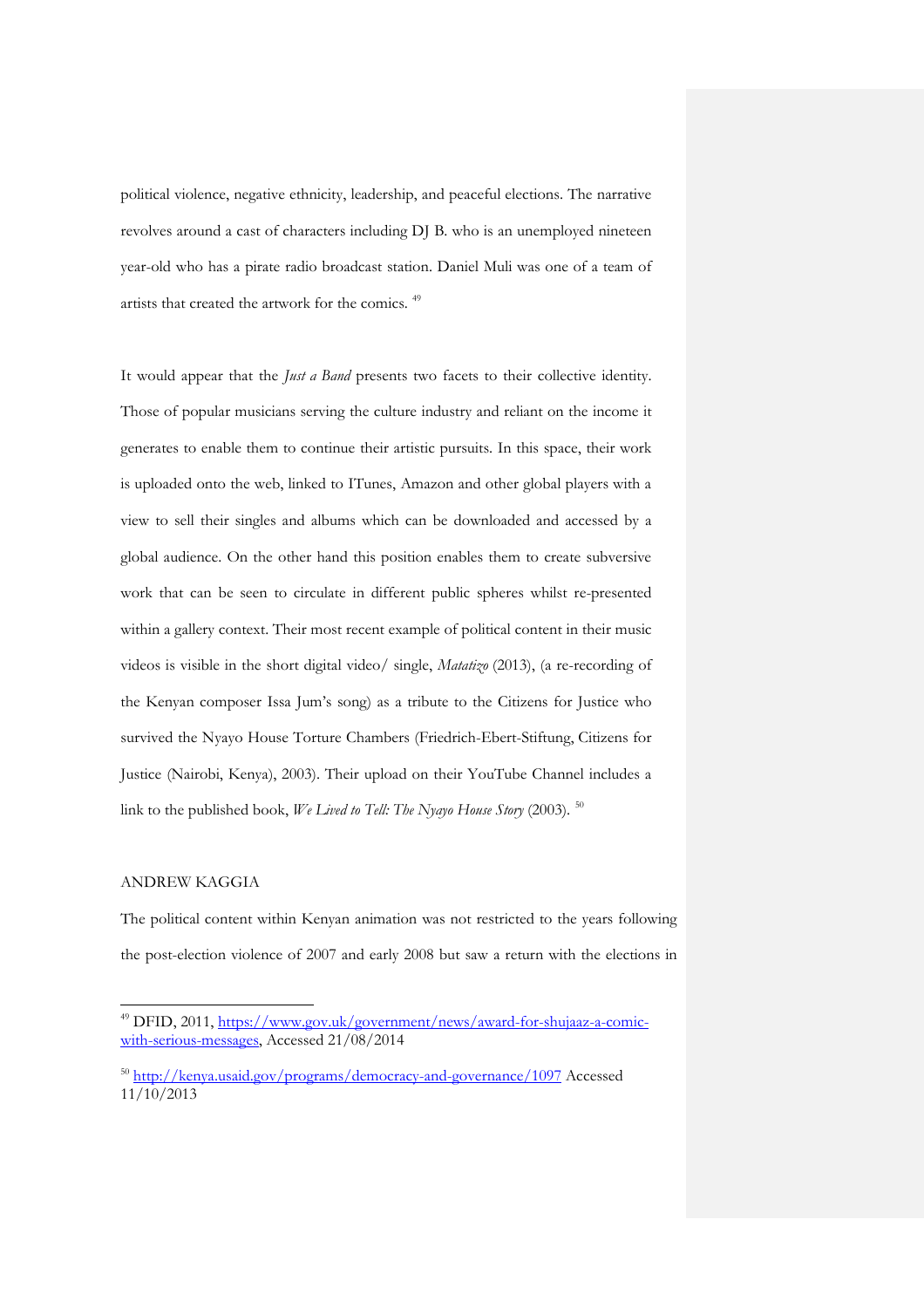political violence, negative ethnicity, leadership, and peaceful elections. The narrative revolves around a cast of characters including DJ B. who is an unemployed nineteen year-old who has a pirate radio broadcast station. Daniel Muli was one of a team of artists that created the artwork for the comics. [49]

It would appear that the *Just a Band* presents two facets to their collective identity. Those of popular musicians serving the culture industry and reliant on the income it generates to enable them to continue their artistic pursuits. In this space, their work is uploaded onto the web, linked to ITunes, Amazon and other global players with a view to sell their singles and albums which can be downloaded and accessed by a global audience. On the other hand this position enables them to create subversive work that can be seen to circulate in different public spheres whilst re-presented within a gallery context. Their most recent example of political content in their music videos is visible in the short digital video/ single, *Matatizo* (2013), (a re-recording of the Kenyan composer Issa Jum's song) as a tribute to the Citizens for Justice who survived the Nyayo House Torture Chambers (Friedrich-Ebert-Stiftung, Citizens for Justice (Nairobi, Kenya), 2003). Their upload on their YouTube Channel includes a link to the published book, *We Lived to Tell: The Nyayo House Story* (2003). [50]

ANDREW KAGGIA

The political content within Kenyan animation was not restricted to the years following the post-election violence of 2007 and early 2008 but saw a return with the elections in

---

[49] DFID, 2011, https://www.gov.uk/government/news/award-for-shujaaz-a-comic-with-serious-messages, Accessed 21/08/2014

[50] http://kenya.usaid.gov/programs/democracy-and-governance/1097 Accessed 11/10/2013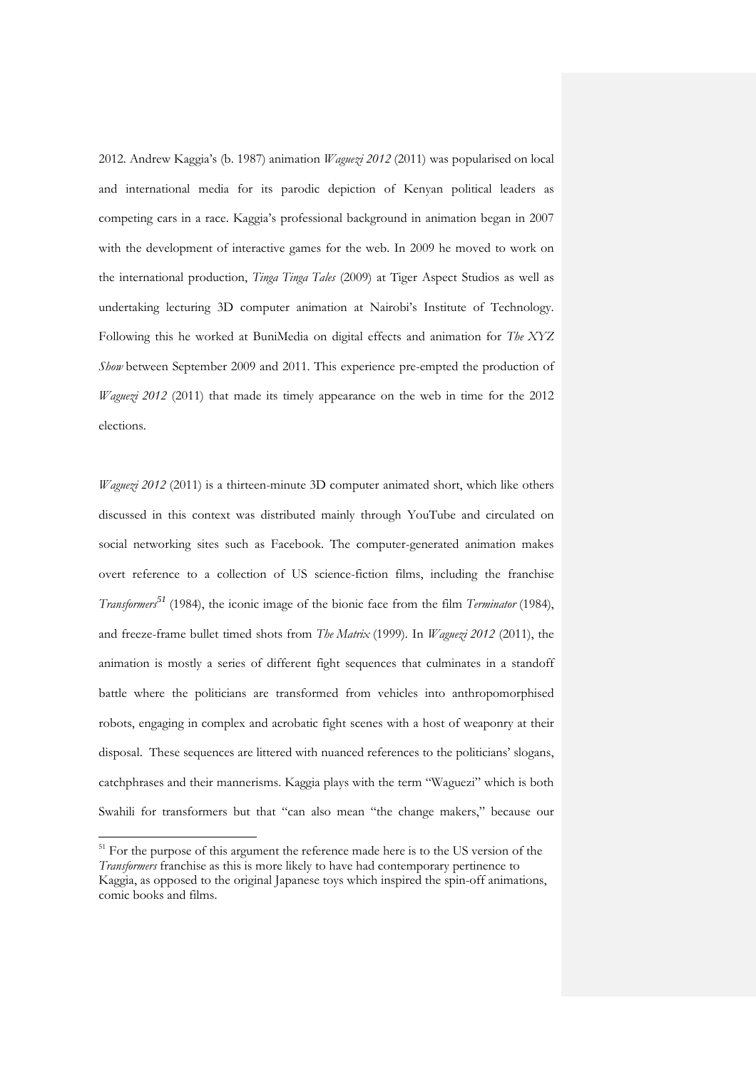2012. Andrew Kaggia's (b. 1987) animation *Waguezi 2012* (2011) was popularised on local and international media for its parodic depiction of Kenyan political leaders as competing cars in a race. Kaggia's professional background in animation began in 2007 with the development of interactive games for the web. In 2009 he moved to work on the international production, *Tinga Tinga Tales* (2009) at Tiger Aspect Studios as well as undertaking lecturing 3D computer animation at Nairobi's Institute of Technology. Following this he worked at BuniMedia on digital effects and animation for *The XYZ Show* between September 2009 and 2011. This experience pre-empted the production of *Waguezi 2012* (2011) that made its timely appearance on the web in time for the 2012 elections.

*Waguezi 2012* (2011) is a thirteen-minute 3D computer animated short, which like others discussed in this context was distributed mainly through YouTube and circulated on social networking sites such as Facebook. The computer-generated animation makes overt reference to a collection of US science-fiction films, including the franchise *Transformers*[51] (1984), the iconic image of the bionic face from the film *Terminator* (1984), and freeze-frame bullet timed shots from *The Matrix* (1999). In *Waguezi 2012* (2011), the animation is mostly a series of different fight sequences that culminates in a standoff battle where the politicians are transformed from vehicles into anthropomorphised robots, engaging in complex and acrobatic fight scenes with a host of weaponry at their disposal. These sequences are littered with nuanced references to the politicians' slogans, catchphrases and their mannerisms. Kaggia plays with the term "Waguezi" which is both Swahili for transformers but that "can also mean "the change makers," because our

[51] For the purpose of this argument the reference made here is to the US version of the *Transformers* franchise as this is more likely to have had contemporary pertinence to Kaggia, as opposed to the original Japanese toys which inspired the spin-off animations, comic books and films.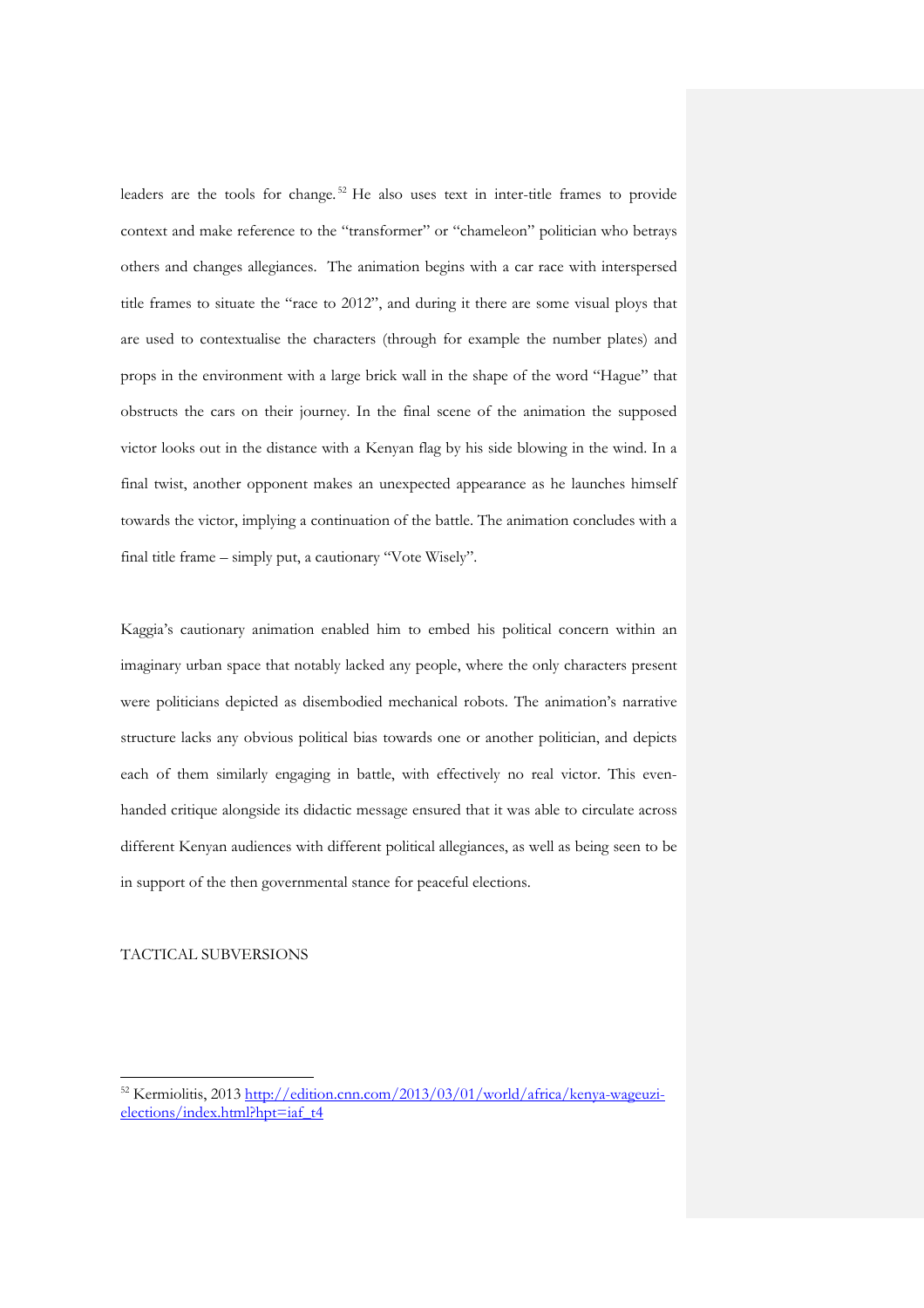leaders are the tools for change.[52] He also uses text in inter-title frames to provide context and make reference to the "transformer" or "chameleon" politician who betrays others and changes allegiances. The animation begins with a car race with interspersed title frames to situate the "race to 2012", and during it there are some visual ploys that are used to contextualise the characters (through for example the number plates) and props in the environment with a large brick wall in the shape of the word "Hague" that obstructs the cars on their journey. In the final scene of the animation the supposed victor looks out in the distance with a Kenyan flag by his side blowing in the wind. In a final twist, another opponent makes an unexpected appearance as he launches himself towards the victor, implying a continuation of the battle. The animation concludes with a final title frame – simply put, a cautionary "Vote Wisely".

Kaggia's cautionary animation enabled him to embed his political concern within an imaginary urban space that notably lacked any people, where the only characters present were politicians depicted as disembodied mechanical robots. The animation's narrative structure lacks any obvious political bias towards one or another politician, and depicts each of them similarly engaging in battle, with effectively no real victor. This even-handed critique alongside its didactic message ensured that it was able to circulate across different Kenyan audiences with different political allegiances, as well as being seen to be in support of the then governmental stance for peaceful elections.

## TACTICAL SUBVERSIONS

[52] Kermiolitis, 2013 http://edition.cnn.com/2013/03/01/world/africa/kenya-wageuzi-elections/index.html?hpt=iaf_t4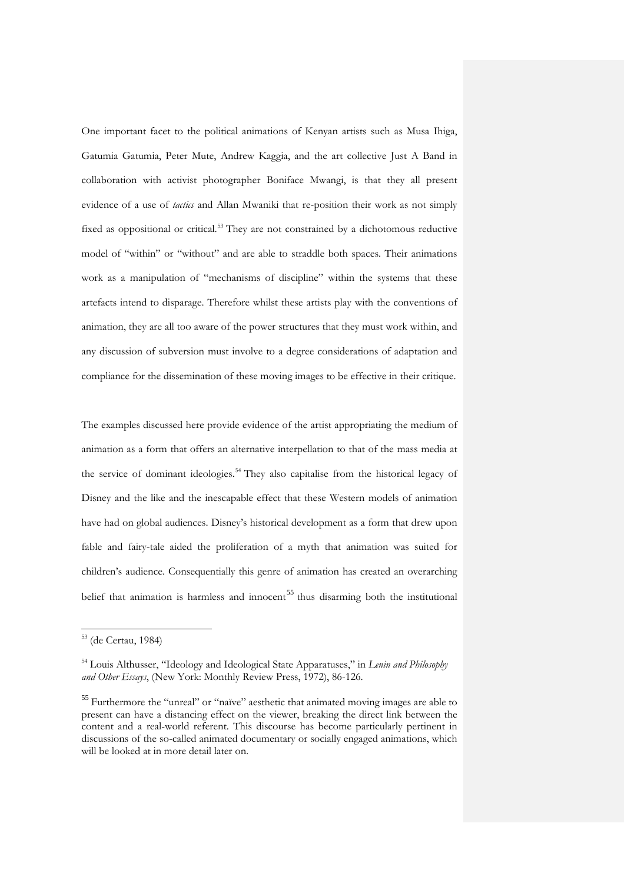One important facet to the political animations of Kenyan artists such as Musa Ihiga, Gatumia Gatumia, Peter Mute, Andrew Kaggia, and the art collective Just A Band in collaboration with activist photographer Boniface Mwangi, is that they all present evidence of a use of *tactics* and Allan Mwaniki that re-position their work as not simply fixed as oppositional or critical.[53] They are not constrained by a dichotomous reductive model of "within" or "without" and are able to straddle both spaces. Their animations work as a manipulation of "mechanisms of discipline" within the systems that these artefacts intend to disparage. Therefore whilst these artists play with the conventions of animation, they are all too aware of the power structures that they must work within, and any discussion of subversion must involve to a degree considerations of adaptation and compliance for the dissemination of these moving images to be effective in their critique.

The examples discussed here provide evidence of the artist appropriating the medium of animation as a form that offers an alternative interpellation to that of the mass media at the service of dominant ideologies.[54] They also capitalise from the historical legacy of Disney and the like and the inescapable effect that these Western models of animation have had on global audiences. Disney's historical development as a form that drew upon fable and fairy-tale aided the proliferation of a myth that animation was suited for children's audience. Consequentially this genre of animation has created an overarching belief that animation is harmless and innocent[55] thus disarming both the institutional

---

[53] (de Certau, 1984)

[54] Louis Althusser, "Ideology and Ideological State Apparatuses," in *Lenin and Philosophy and Other Essays*, (New York: Monthly Review Press, 1972), 86-126.

[55] Furthermore the "unreal" or "naïve" aesthetic that animated moving images are able to present can have a distancing effect on the viewer, breaking the direct link between the content and a real-world referent. This discourse has become particularly pertinent in discussions of the so-called animated documentary or socially engaged animations, which will be looked at in more detail later on.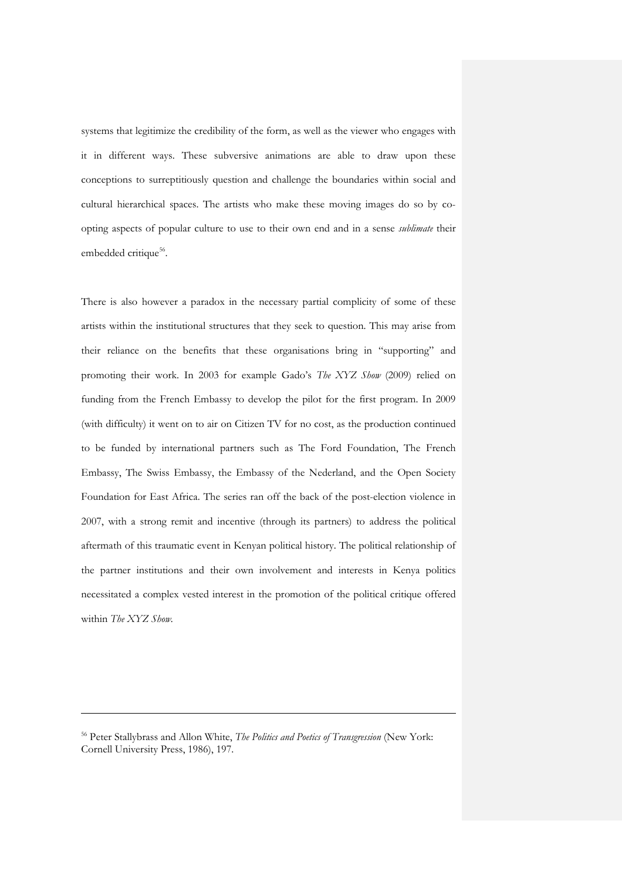systems that legitimize the credibility of the form, as well as the viewer who engages with it in different ways. These subversive animations are able to draw upon these conceptions to surreptitiously question and challenge the boundaries within social and cultural hierarchical spaces. The artists who make these moving images do so by co-opting aspects of popular culture to use to their own end and in a sense *sublimate* their embedded critique[56].

There is also however a paradox in the necessary partial complicity of some of these artists within the institutional structures that they seek to question. This may arise from their reliance on the benefits that these organisations bring in "supporting" and promoting their work. In 2003 for example Gado's *The XYZ Show* (2009) relied on funding from the French Embassy to develop the pilot for the first program. In 2009 (with difficulty) it went on to air on Citizen TV for no cost, as the production continued to be funded by international partners such as The Ford Foundation, The French Embassy, The Swiss Embassy, the Embassy of the Nederland, and the Open Society Foundation for East Africa. The series ran off the back of the post-election violence in 2007, with a strong remit and incentive (through its partners) to address the political aftermath of this traumatic event in Kenyan political history. The political relationship of the partner institutions and their own involvement and interests in Kenya politics necessitated a complex vested interest in the promotion of the political critique offered within *The XYZ Show*.

---

[56] Peter Stallybrass and Allon White, *The Politics and Poetics of Transgression* (New York: Cornell University Press, 1986), 197.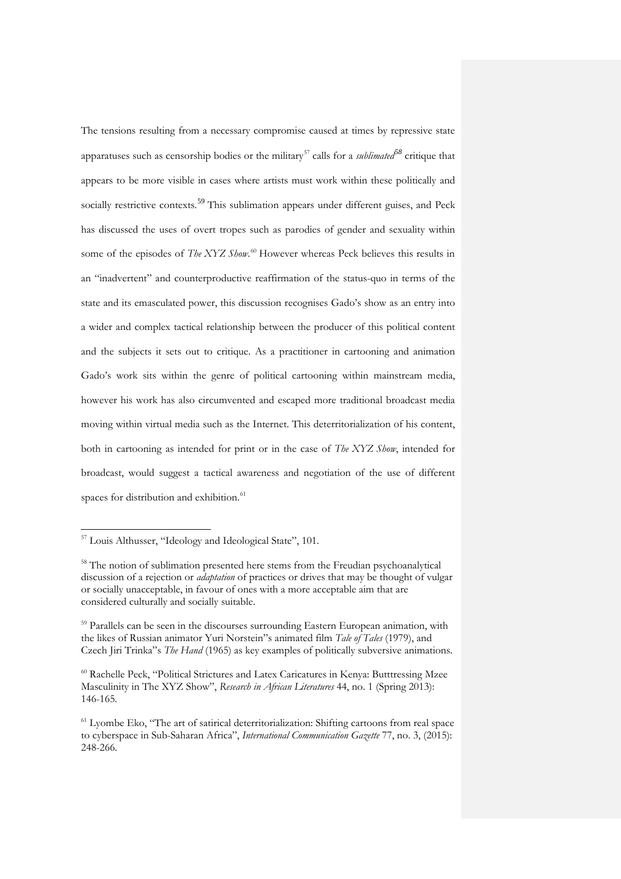The tensions resulting from a necessary compromise caused at times by repressive state apparatuses such as censorship bodies or the military[57] calls for a *sublimated*[58] critique that appears to be more visible in cases where artists must work within these politically and socially restrictive contexts.[59] This sublimation appears under different guises, and Peck has discussed the uses of overt tropes such as parodies of gender and sexuality within some of the episodes of *The XYZ Show*.[60] However whereas Peck believes this results in an "inadvertent" and counterproductive reaffirmation of the status-quo in terms of the state and its emasculated power, this discussion recognises Gado's show as an entry into a wider and complex tactical relationship between the producer of this political content and the subjects it sets out to critique. As a practitioner in cartooning and animation Gado's work sits within the genre of political cartooning within mainstream media, however his work has also circumvented and escaped more traditional broadcast media moving within virtual media such as the Internet. This deterritorialization of his content, both in cartooning as intended for print or in the case of *The XYZ Show*, intended for broadcast, would suggest a tactical awareness and negotiation of the use of different spaces for distribution and exhibition.[61]

---

[57] Louis Althusser, "Ideology and Ideological State", 101.

[58] The notion of sublimation presented here stems from the Freudian psychoanalytical discussion of a rejection or *adaptation* of practices or drives that may be thought of vulgar or socially unacceptable, in favour of ones with a more acceptable aim that are considered culturally and socially suitable.

[59] Parallels can be seen in the discourses surrounding Eastern European animation, with the likes of Russian animator Yuri Norstein"s animated film *Tale of Tales* (1979), and Czech Jiri Trinka"s *The Hand* (1965) as key examples of politically subversive animations.

[60] Rachelle Peck, "Political Strictures and Latex Caricatures in Kenya: Butttressing Mzee Masculinity in The XYZ Show", *Research in African Literatures* 44, no. 1 (Spring 2013): 146-165.

[61] Lyombe Eko, "The art of satirical deterritorialization: Shifting cartoons from real space to cyberspace in Sub-Saharan Africa", *International Communication Gazette* 77, no. 3, (2015): 248-266.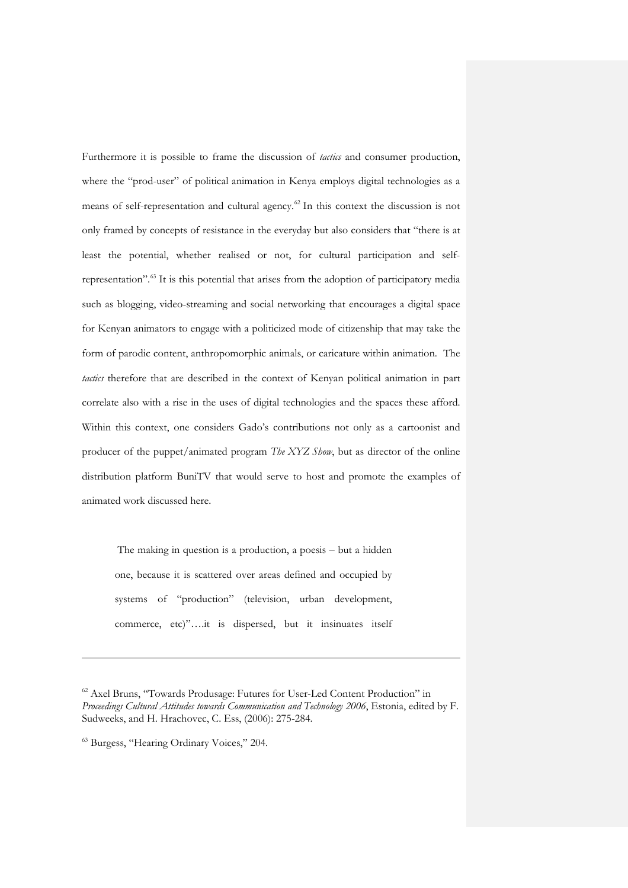Furthermore it is possible to frame the discussion of *tactics* and consumer production, where the "prod-user" of political animation in Kenya employs digital technologies as a means of self-representation and cultural agency.[62] In this context the discussion is not only framed by concepts of resistance in the everyday but also considers that "there is at least the potential, whether realised or not, for cultural participation and self-representation".[63] It is this potential that arises from the adoption of participatory media such as blogging, video-streaming and social networking that encourages a digital space for Kenyan animators to engage with a politicized mode of citizenship that may take the form of parodic content, anthropomorphic animals, or caricature within animation. The *tactics* therefore that are described in the context of Kenyan political animation in part correlate also with a rise in the uses of digital technologies and the spaces these afford. Within this context, one considers Gado's contributions not only as a cartoonist and producer of the puppet/animated program *The XYZ Show*, but as director of the online distribution platform BuniTV that would serve to host and promote the examples of animated work discussed here.

> The making in question is a production, a poesis – but a hidden one, because it is scattered over areas defined and occupied by systems of "production" (television, urban development, commerce, etc)"….it is dispersed, but it insinuates itself

---

[62] Axel Bruns, "Towards Produsage: Futures for User-Led Content Production" in *Proceedings Cultural Attitudes towards Communication and Technology 2006*, Estonia, edited by F. Sudweeks, and H. Hrachovec, C. Ess, (2006): 275-284.

[63] Burgess, "Hearing Ordinary Voices," 204.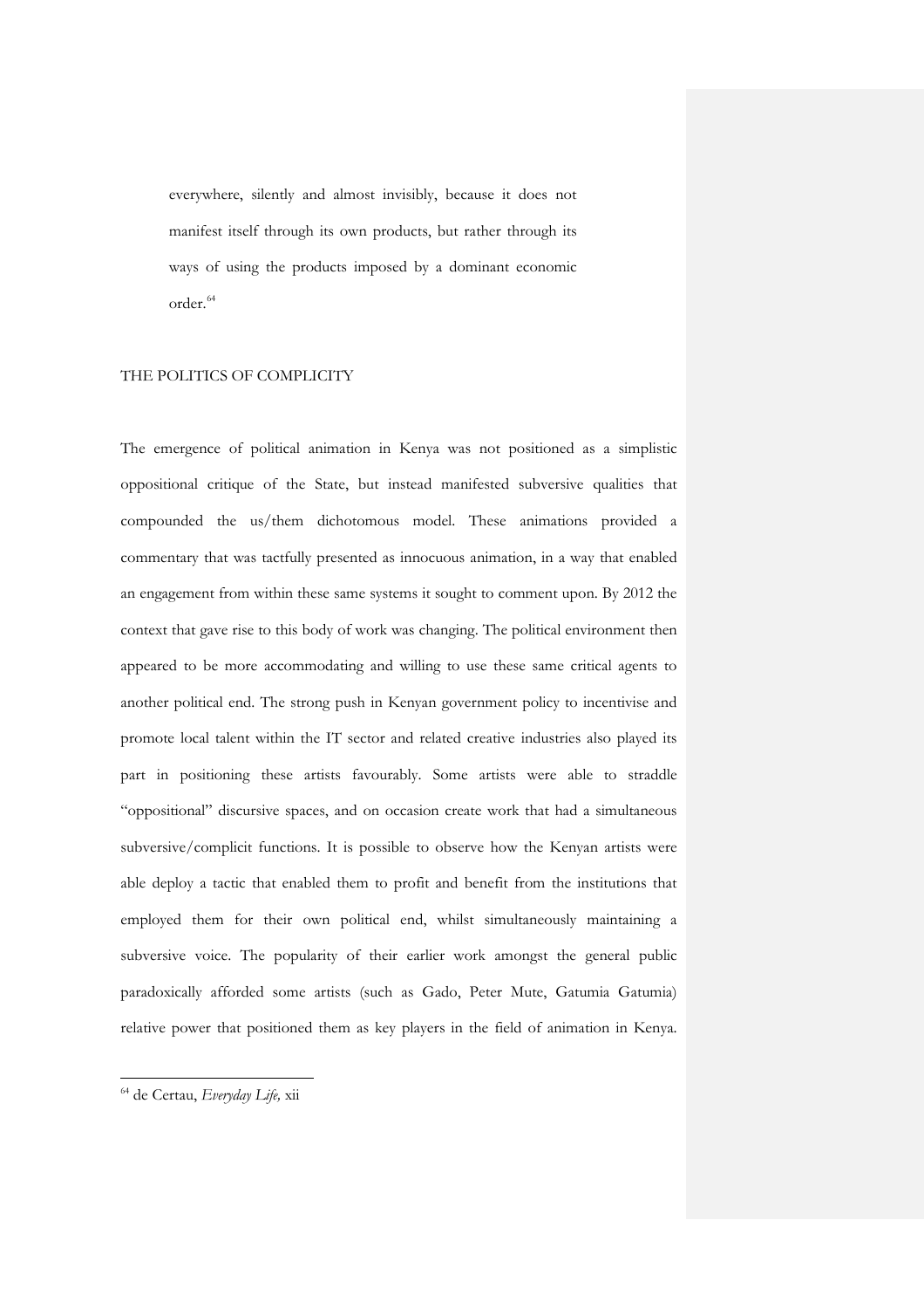> everywhere, silently and almost invisibly, because it does not manifest itself through its own products, but rather through its ways of using the products imposed by a dominant economic order.[64]

## THE POLITICS OF COMPLICITY

The emergence of political animation in Kenya was not positioned as a simplistic oppositional critique of the State, but instead manifested subversive qualities that compounded the us/them dichotomous model. These animations provided a commentary that was tactfully presented as innocuous animation, in a way that enabled an engagement from within these same systems it sought to comment upon. By 2012 the context that gave rise to this body of work was changing. The political environment then appeared to be more accommodating and willing to use these same critical agents to another political end. The strong push in Kenyan government policy to incentivise and promote local talent within the IT sector and related creative industries also played its part in positioning these artists favourably. Some artists were able to straddle "oppositional" discursive spaces, and on occasion create work that had a simultaneous subversive/complicit functions. It is possible to observe how the Kenyan artists were able deploy a tactic that enabled them to profit and benefit from the institutions that employed them for their own political end, whilst simultaneously maintaining a subversive voice. The popularity of their earlier work amongst the general public paradoxically afforded some artists (such as Gado, Peter Mute, Gatumia Gatumia) relative power that positioned them as key players in the field of animation in Kenya.

---

[64] de Certau, *Everyday Life,* xii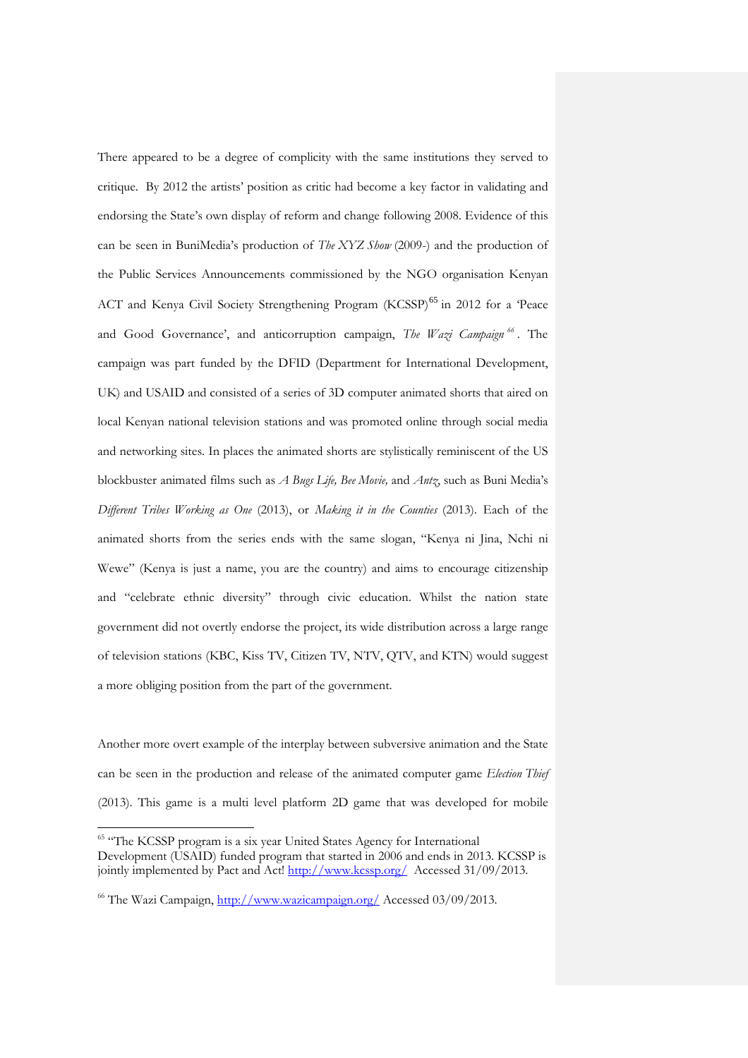There appeared to be a degree of complicity with the same institutions they served to critique. By 2012 the artists' position as critic had become a key factor in validating and endorsing the State's own display of reform and change following 2008. Evidence of this can be seen in BuniMedia's production of *The XYZ Show* (2009-) and the production of the Public Services Announcements commissioned by the NGO organisation Kenyan ACT and Kenya Civil Society Strengthening Program (KCSSP)[65] in 2012 for a 'Peace and Good Governance', and anticorruption campaign, *The Wazi Campaign*[66]. The campaign was part funded by the DFID (Department for International Development, UK) and USAID and consisted of a series of 3D computer animated shorts that aired on local Kenyan national television stations and was promoted online through social media and networking sites. In places the animated shorts are stylistically reminiscent of the US blockbuster animated films such as *A Bugs Life, Bee Movie,* and *Antz*, such as Buni Media's *Different Tribes Working as One* (2013), or *Making it in the Counties* (2013). Each of the animated shorts from the series ends with the same slogan, "Kenya ni Jina, Nchi ni Wewe" (Kenya is just a name, you are the country) and aims to encourage citizenship and "celebrate ethnic diversity" through civic education. Whilst the nation state government did not overtly endorse the project, its wide distribution across a large range of television stations (KBC, Kiss TV, Citizen TV, NTV, QTV, and KTN) would suggest a more obliging position from the part of the government.

Another more overt example of the interplay between subversive animation and the State can be seen in the production and release of the animated computer game *Election Thief* (2013). This game is a multi level platform 2D game that was developed for mobile

---

[65] "The KCSSP program is a six year United States Agency for International Development (USAID) funded program that started in 2006 and ends in 2013. KCSSP is jointly implemented by Pact and Act! http://www.kcssp.org/ Accessed 31/09/2013.

[66] The Wazi Campaign, http://www.wazicampaign.org/ Accessed 03/09/2013.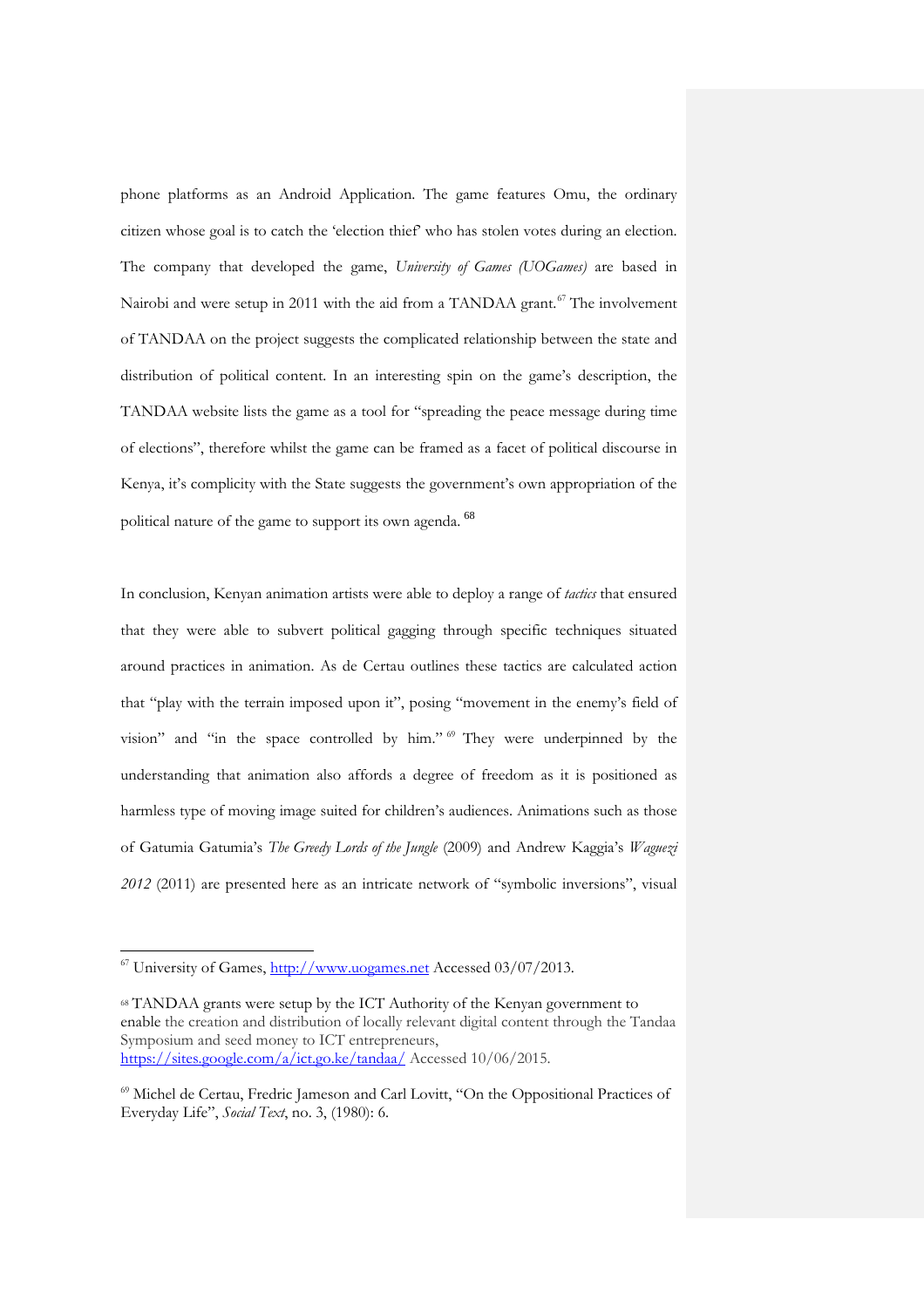phone platforms as an Android Application. The game features Omu, the ordinary citizen whose goal is to catch the 'election thief' who has stolen votes during an election. The company that developed the game, *University of Games (UOGames)* are based in Nairobi and were setup in 2011 with the aid from a TANDAA grant.[67] The involvement of TANDAA on the project suggests the complicated relationship between the state and distribution of political content. In an interesting spin on the game's description, the TANDAA website lists the game as a tool for "spreading the peace message during time of elections", therefore whilst the game can be framed as a facet of political discourse in Kenya, it's complicity with the State suggests the government's own appropriation of the political nature of the game to support its own agenda. [68]

In conclusion, Kenyan animation artists were able to deploy a range of *tactics* that ensured that they were able to subvert political gagging through specific techniques situated around practices in animation. As de Certau outlines these tactics are calculated action that "play with the terrain imposed upon it", posing "movement in the enemy's field of vision" and "in the space controlled by him." [69] They were underpinned by the understanding that animation also affords a degree of freedom as it is positioned as harmless type of moving image suited for children's audiences. Animations such as those of Gatumia Gatumia's *The Greedy Lords of the Jungle* (2009) and Andrew Kaggia's *Waguezi 2012* (2011) are presented here as an intricate network of "symbolic inversions", visual

---

[67] University of Games, http://www.uogames.net Accessed 03/07/2013.

[68] TANDAA grants were setup by the ICT Authority of the Kenyan government to enable the creation and distribution of locally relevant digital content through the Tandaa Symposium and seed money to ICT entrepreneurs, https://sites.google.com/a/ict.go.ke/tandaa/ Accessed 10/06/2015.

[69] Michel de Certau, Fredric Jameson and Carl Lovitt, "On the Oppositional Practices of Everyday Life", *Social Text*, no. 3, (1980): 6.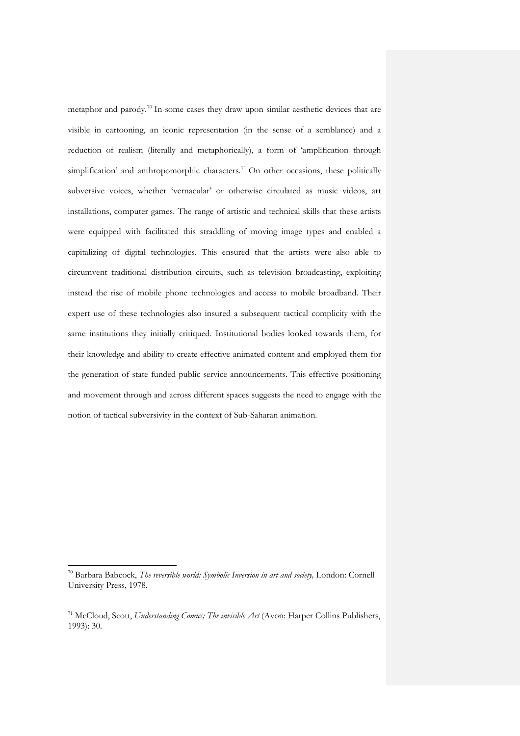metaphor and parody.[70] In some cases they draw upon similar aesthetic devices that are visible in cartooning, an iconic representation (in the sense of a semblance) and a reduction of realism (literally and metaphorically), a form of 'amplification through simplification' and anthropomorphic characters.[71] On other occasions, these politically subversive voices, whether 'vernacular' or otherwise circulated as music videos, art installations, computer games. The range of artistic and technical skills that these artists were equipped with facilitated this straddling of moving image types and enabled a capitalizing of digital technologies. This ensured that the artists were also able to circumvent traditional distribution circuits, such as television broadcasting, exploiting instead the rise of mobile phone technologies and access to mobile broadband. Their expert use of these technologies also insured a subsequent tactical complicity with the same institutions they initially critiqued. Institutional bodies looked towards them, for their knowledge and ability to create effective animated content and employed them for the generation of state funded public service announcements. This effective positioning and movement through and across different spaces suggests the need to engage with the notion of tactical subversivity in the context of Sub-Saharan animation.

---

[70] Barbara Babcock, *The reversible world: Symbolic Inversion in art and society,* London: Cornell University Press, 1978.

[71] McCloud, Scott, *Understanding Comics; The invisible Art* (Avon: Harper Collins Publishers, 1993): 30.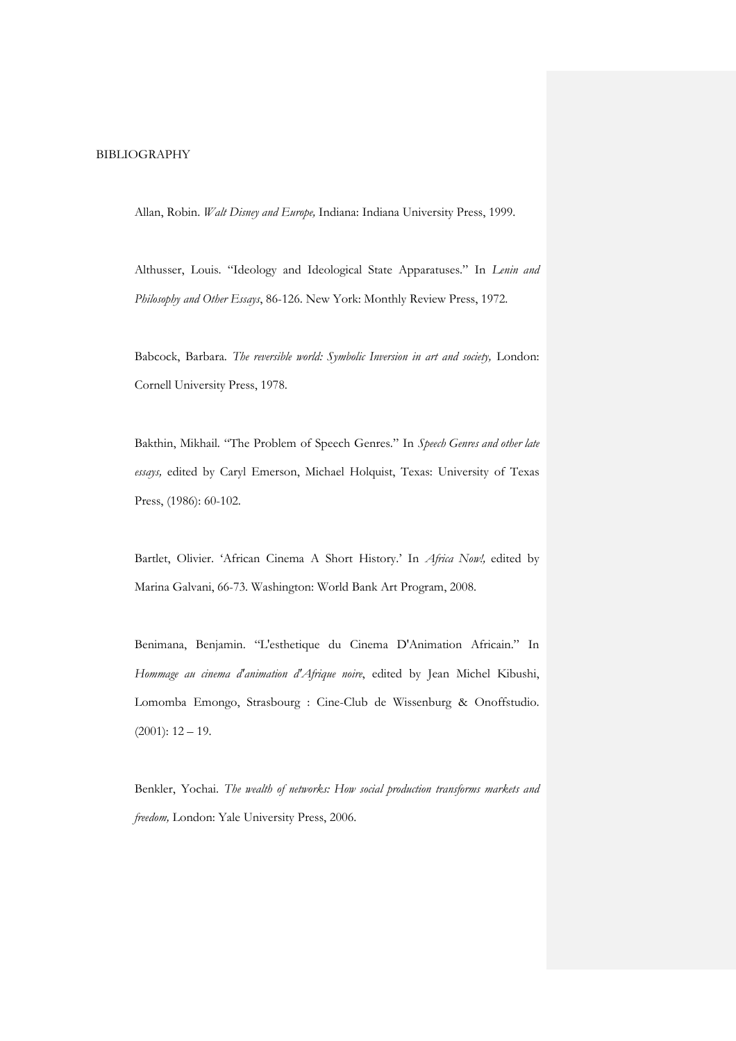# BIBLIOGRAPHY

Allan, Robin. *Walt Disney and Europe,* Indiana: Indiana University Press, 1999.

Althusser, Louis. "Ideology and Ideological State Apparatuses." In *Lenin and Philosophy and Other Essays*, 86-126. New York: Monthly Review Press, 1972.

Babcock, Barbara. *The reversible world: Symbolic Inversion in art and society,* London: Cornell University Press, 1978.

Bakthin, Mikhail. "The Problem of Speech Genres." In *Speech Genres and other late essays,* edited by Caryl Emerson, Michael Holquist, Texas: University of Texas Press, (1986): 60-102.

Bartlet, Olivier. 'African Cinema A Short History.' In *Africa Now!,* edited by Marina Galvani, 66-73. Washington: World Bank Art Program, 2008.

Benimana, Benjamin. "L'esthetique du Cinema D'Animation Africain." In *Hommage au cinema d'animation d'Afrique noire*, edited by Jean Michel Kibushi, Lomomba Emongo, Strasbourg : Cine-Club de Wissenburg & Onoffstudio. (2001): 12 – 19.

Benkler, Yochai. *The wealth of networks: How social production transforms markets and freedom,* London: Yale University Press, 2006.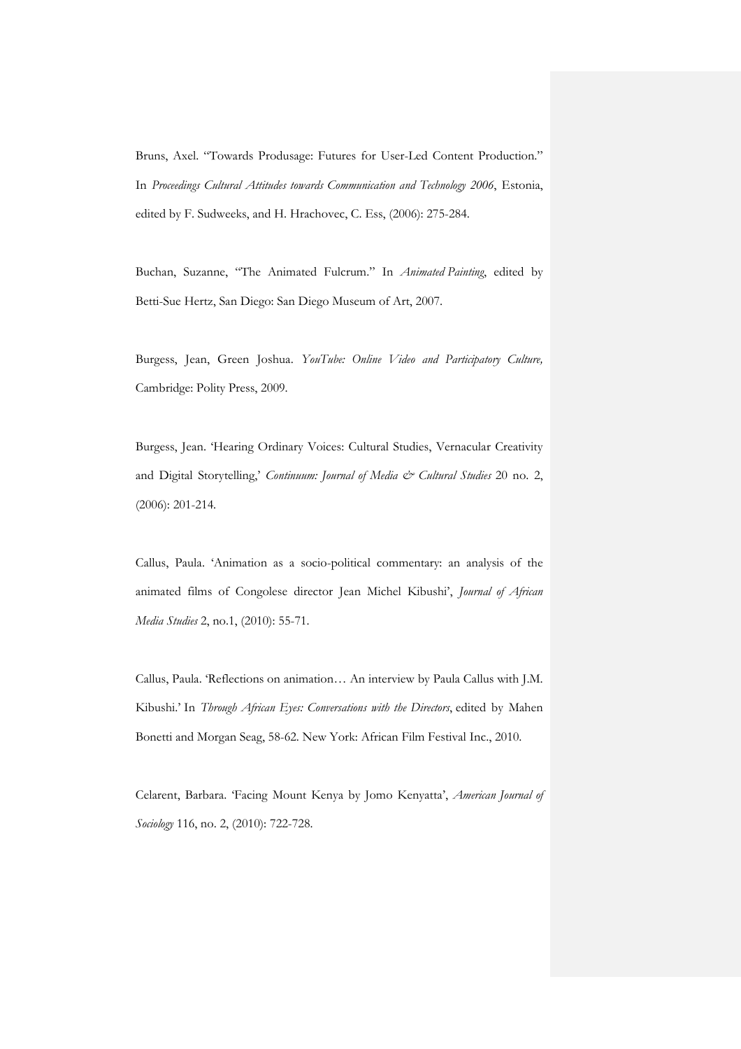Bruns, Axel. "Towards Produsage: Futures for User-Led Content Production." In *Proceedings Cultural Attitudes towards Communication and Technology 2006*, Estonia, edited by F. Sudweeks, and H. Hrachovec, C. Ess, (2006): 275-284.

Buchan, Suzanne, "The Animated Fulcrum." In *Animated Painting*, edited by Betti-Sue Hertz, San Diego: San Diego Museum of Art, 2007.

Burgess, Jean, Green Joshua. *YouTube: Online Video and Participatory Culture,* Cambridge: Polity Press, 2009.

Burgess, Jean. 'Hearing Ordinary Voices: Cultural Studies, Vernacular Creativity and Digital Storytelling,' *Continuum: Journal of Media & Cultural Studies* 20 no. 2, (2006): 201-214.

Callus, Paula. 'Animation as a socio-political commentary: an analysis of the animated films of Congolese director Jean Michel Kibushi', *Journal of African Media Studies* 2, no.1, (2010): 55-71.

Callus, Paula. 'Reflections on animation… An interview by Paula Callus with J.M. Kibushi.' In *Through African Eyes: Conversations with the Directors*, edited by Mahen Bonetti and Morgan Seag, 58-62. New York: African Film Festival Inc., 2010.

Celarent, Barbara. 'Facing Mount Kenya by Jomo Kenyatta', *American Journal of Sociology* 116, no. 2, (2010): 722-728.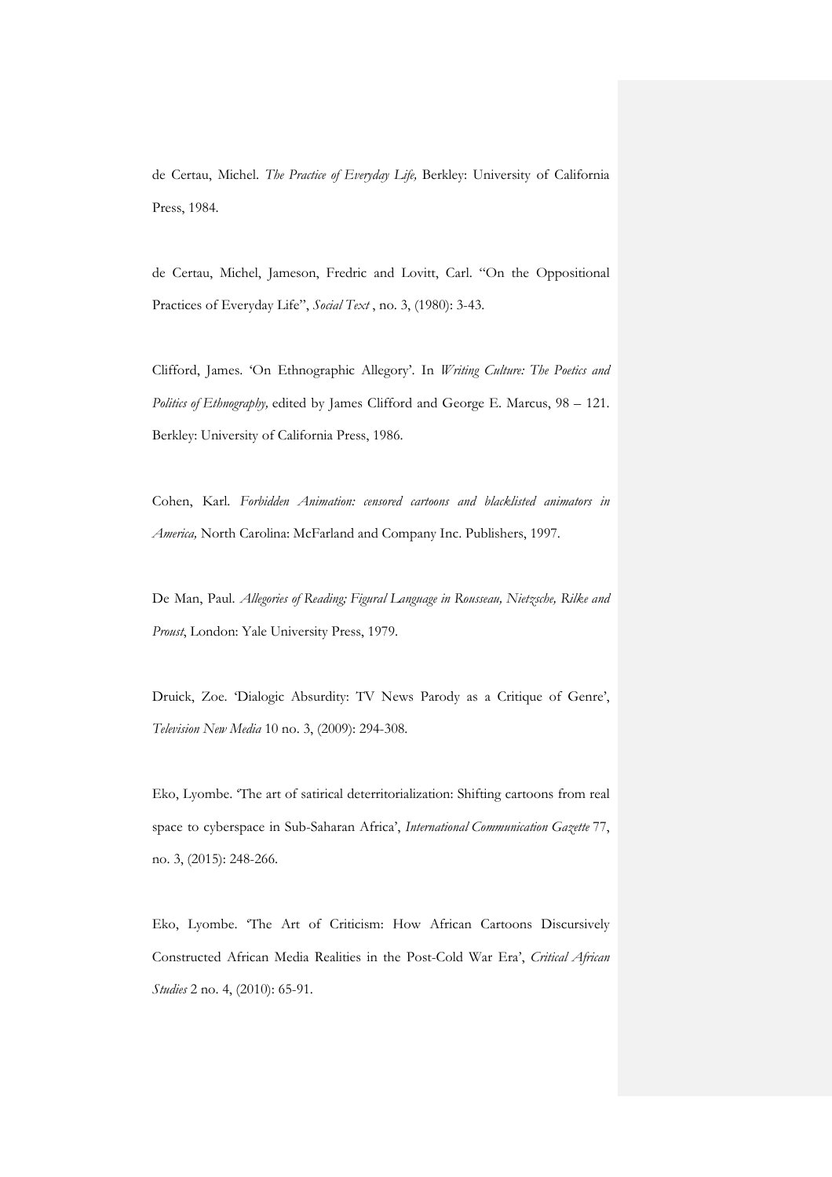de Certau, Michel. *The Practice of Everyday Life,* Berkley: University of California Press, 1984.

de Certau, Michel, Jameson, Fredric and Lovitt, Carl. "On the Oppositional Practices of Everyday Life", *Social Text* , no. 3, (1980): 3-43.

Clifford, James. 'On Ethnographic Allegory'. In *Writing Culture: The Poetics and Politics of Ethnography,* edited by James Clifford and George E. Marcus, 98 – 121. Berkley: University of California Press, 1986.

Cohen, Karl. *Forbidden Animation: censored cartoons and blacklisted animators in America,* North Carolina: McFarland and Company Inc. Publishers, 1997.

De Man, Paul. *Allegories of Reading; Figural Language in Rousseau, Nietzsche, Rilke and Proust*, London: Yale University Press, 1979.

Druick, Zoe. 'Dialogic Absurdity: TV News Parody as a Critique of Genre', *Television New Media* 10 no. 3, (2009): 294-308.

Eko, Lyombe. 'The art of satirical deterritorialization: Shifting cartoons from real space to cyberspace in Sub-Saharan Africa', *International Communication Gazette* 77, no. 3, (2015): 248-266.

Eko, Lyombe. 'The Art of Criticism: How African Cartoons Discursively Constructed African Media Realities in the Post-Cold War Era', *Critical African Studies* 2 no. 4, (2010): 65-91.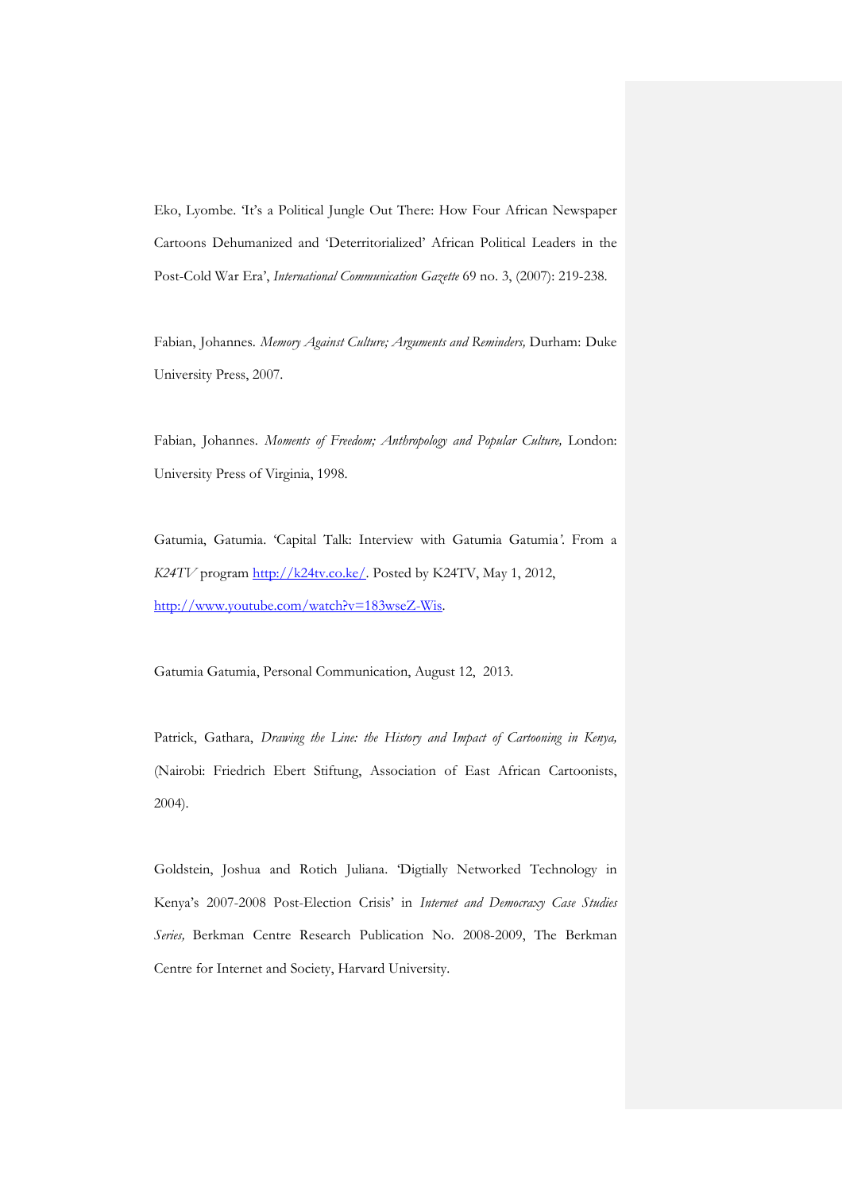Eko, Lyombe. 'It's a Political Jungle Out There: How Four African Newspaper Cartoons Dehumanized and 'Deterritorialized' African Political Leaders in the Post-Cold War Era', *International Communication Gazette* 69 no. 3, (2007): 219-238.

Fabian, Johannes. *Memory Against Culture; Arguments and Reminders,* Durham: Duke University Press, 2007.

Fabian, Johannes. *Moments of Freedom; Anthropology and Popular Culture,* London: University Press of Virginia, 1998.

Gatumia, Gatumia. 'Capital Talk: Interview with Gatumia Gatumia*'*. From a *K24TV* program [http://k24tv.co.ke/](http://k24tv.co.ke/). Posted by K24TV, May 1, 2012, [http://www.youtube.com/watch?v=183wseZ-Wis](http://www.youtube.com/watch?v=183wseZ-Wis).

Gatumia Gatumia, Personal Communication, August 12, 2013.

Patrick, Gathara, *Drawing the Line: the History and Impact of Cartooning in Kenya,* (Nairobi: Friedrich Ebert Stiftung, Association of East African Cartoonists, 2004).

Goldstein, Joshua and Rotich Juliana. 'Digtially Networked Technology in Kenya's 2007-2008 Post-Election Crisis' in *Internet and Democracy Case Studies Series,* Berkman Centre Research Publication No. 2008-2009, The Berkman Centre for Internet and Society, Harvard University.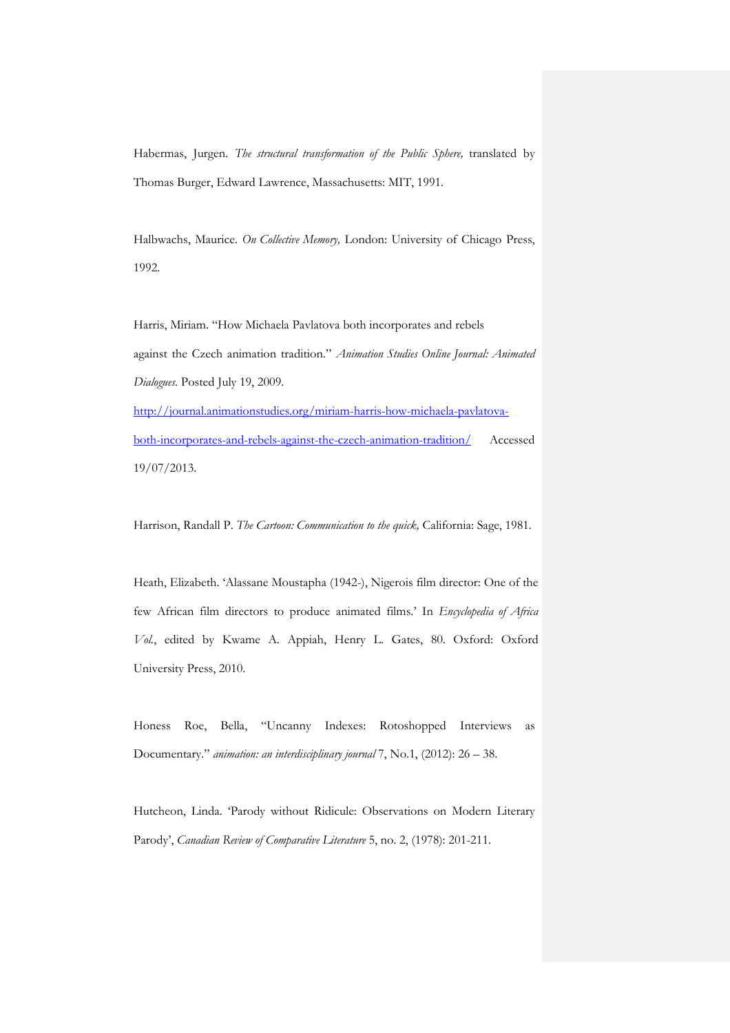Habermas, Jurgen. *The structural transformation of the Public Sphere,* translated by Thomas Burger, Edward Lawrence, Massachusetts: MIT, 1991.

Halbwachs, Maurice. *On Collective Memory,* London: University of Chicago Press, 1992.

Harris, Miriam. "How Michaela Pavlatova both incorporates and rebels against the Czech animation tradition." *Animation Studies Online Journal: Animated Dialogues.* Posted July 19, 2009. http://journal.animationstudies.org/miriam-harris-how-michaela-pavlatova-both-incorporates-and-rebels-against-the-czech-animation-tradition/ Accessed 19/07/2013.

Harrison, Randall P. *The Cartoon: Communication to the quick,* California: Sage, 1981.

Heath, Elizabeth. 'Alassane Moustapha (1942-), Nigerois film director: One of the few African film directors to produce animated films.' In *Encyclopedia of Africa Vol.*, edited by Kwame A. Appiah, Henry L. Gates, 80. Oxford: Oxford University Press, 2010.

Honess Roe, Bella, "Uncanny Indexes: Rotoshopped Interviews as Documentary." *animation: an interdisciplinary journal* 7, No.1, (2012): 26 – 38.

Hutcheon, Linda. 'Parody without Ridicule: Observations on Modern Literary Parody', *Canadian Review of Comparative Literature* 5, no. 2, (1978): 201-211.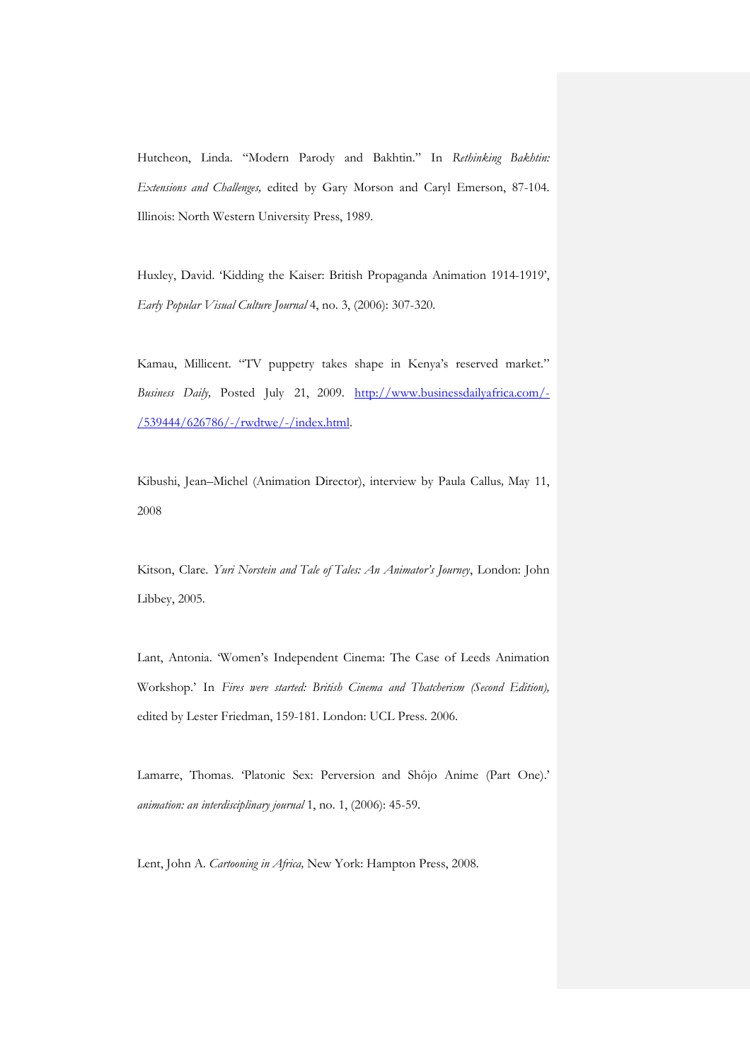Hutcheon, Linda. "Modern Parody and Bakhtin." In *Rethinking Bakhtin: Extensions and Challenges,* edited by Gary Morson and Caryl Emerson, 87-104. Illinois: North Western University Press, 1989.

Huxley, David. 'Kidding the Kaiser: British Propaganda Animation 1914-1919', *Early Popular Visual Culture Journal* 4, no. 3, (2006): 307-320.

Kamau, Millicent. "TV puppetry takes shape in Kenya's reserved market." *Business Daily,* Posted July 21, 2009. [http://www.businessdailyafrica.com/-/539444/626786/-/rwdtwe/-/index.html](http://www.businessdailyafrica.com/-/539444/626786/-/rwdtwe/-/index.html).

Kibushi, Jean–Michel (Animation Director), interview by Paula Callus*,* May 11, 2008

Kitson, Clare. *Yuri Norstein and Tale of Tales: An Animator's Journey*, London: John Libbey, 2005.

Lant, Antonia. 'Women's Independent Cinema: The Case of Leeds Animation Workshop.' In *Fires were started: British Cinema and Thatcherism (Second Edition),* edited by Lester Friedman, 159-181. London: UCL Press. 2006.

Lamarre, Thomas. 'Platonic Sex: Perversion and Shôjo Anime (Part One).' *animation: an interdisciplinary journal* 1, no. 1, (2006): 45-59.

Lent, John A. *Cartooning in Africa,* New York: Hampton Press, 2008.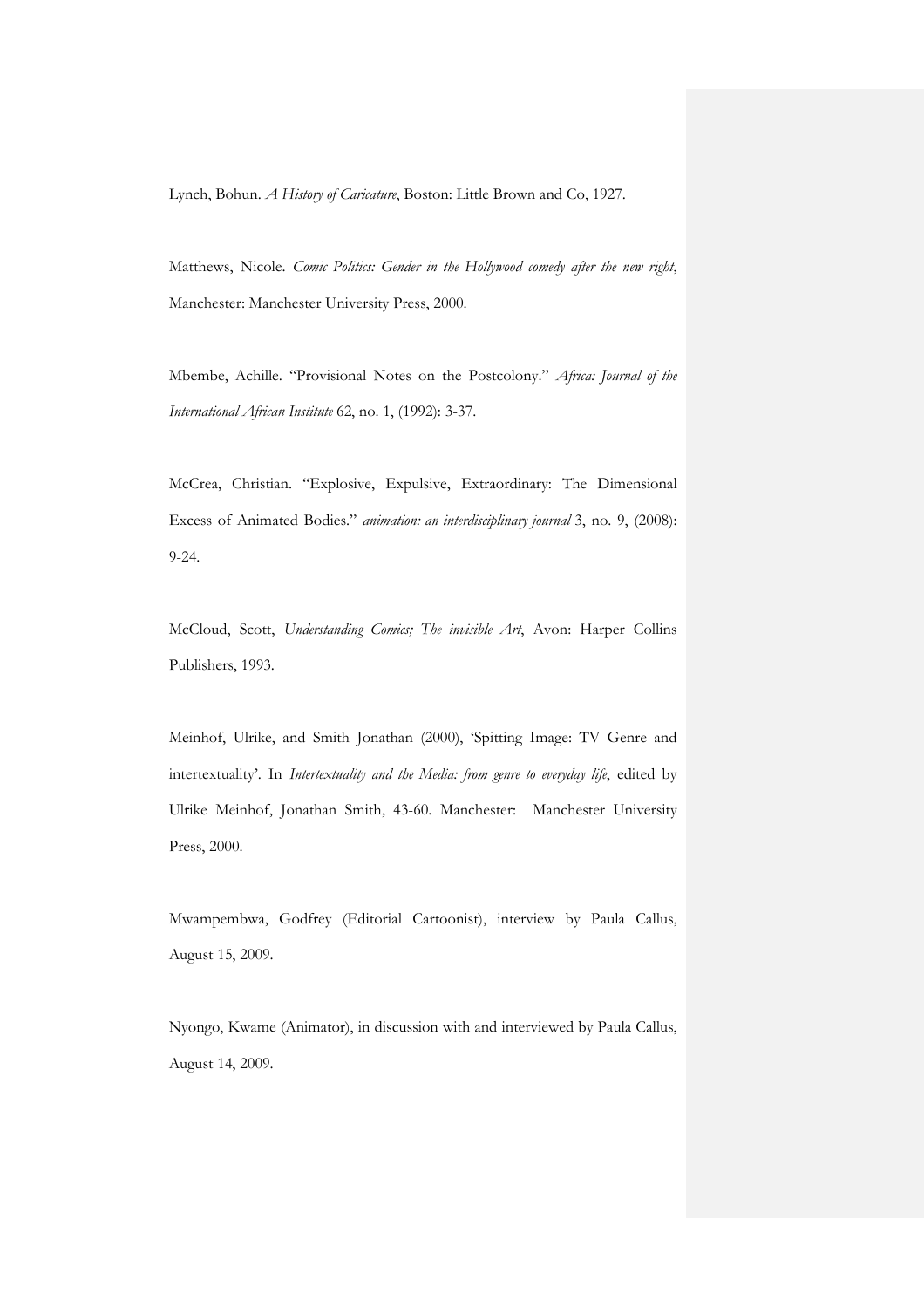Lynch, Bohun. *A History of Caricature*, Boston: Little Brown and Co, 1927.

Matthews, Nicole. *Comic Politics: Gender in the Hollywood comedy after the new right*, Manchester: Manchester University Press, 2000.

Mbembe, Achille. "Provisional Notes on the Postcolony." *Africa: Journal of the International African Institute* 62, no. 1, (1992): 3-37.

McCrea, Christian. "Explosive, Expulsive, Extraordinary: The Dimensional Excess of Animated Bodies." *animation: an interdisciplinary journal* 3, no. 9, (2008): 9-24.

McCloud, Scott, *Understanding Comics; The invisible Art*, Avon: Harper Collins Publishers, 1993.

Meinhof, Ulrike, and Smith Jonathan (2000), 'Spitting Image: TV Genre and intertextuality'. In *Intertextuality and the Media: from genre to everyday life*, edited by Ulrike Meinhof, Jonathan Smith, 43-60. Manchester: Manchester University Press, 2000.

Mwampembwa, Godfrey (Editorial Cartoonist), interview by Paula Callus, August 15, 2009.

Nyongo, Kwame (Animator), in discussion with and interviewed by Paula Callus, August 14, 2009.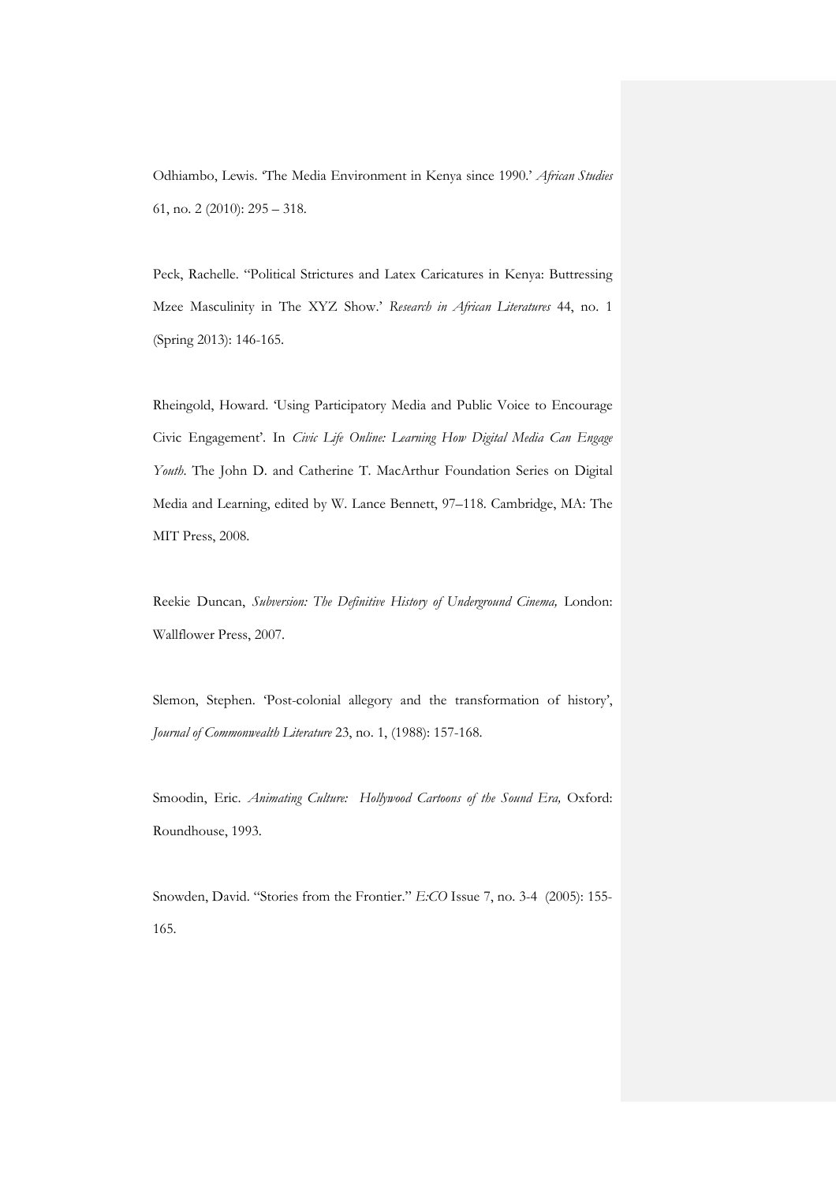Odhiambo, Lewis. 'The Media Environment in Kenya since 1990.' *African Studies* 61, no. 2 (2010): 295 – 318.

Peck, Rachelle. "Political Strictures and Latex Caricatures in Kenya: Buttressing Mzee Masculinity in The XYZ Show.' *Research in African Literatures* 44, no. 1 (Spring 2013): 146-165.

Rheingold, Howard. 'Using Participatory Media and Public Voice to Encourage Civic Engagement'. In *Civic Life Online: Learning How Digital Media Can Engage Youth*. The John D. and Catherine T. MacArthur Foundation Series on Digital Media and Learning, edited by W. Lance Bennett, 97–118. Cambridge, MA: The MIT Press, 2008.

Reekie Duncan, *Subversion: The Definitive History of Underground Cinema,* London: Wallflower Press, 2007.

Slemon, Stephen. 'Post-colonial allegory and the transformation of history', *Journal of Commonwealth Literature* 23, no. 1, (1988): 157-168.

Smoodin, Eric. *Animating Culture: Hollywood Cartoons of the Sound Era,* Oxford: Roundhouse, 1993.

Snowden, David. "Stories from the Frontier." *E:CO* Issue 7, no. 3-4 (2005): 155-165.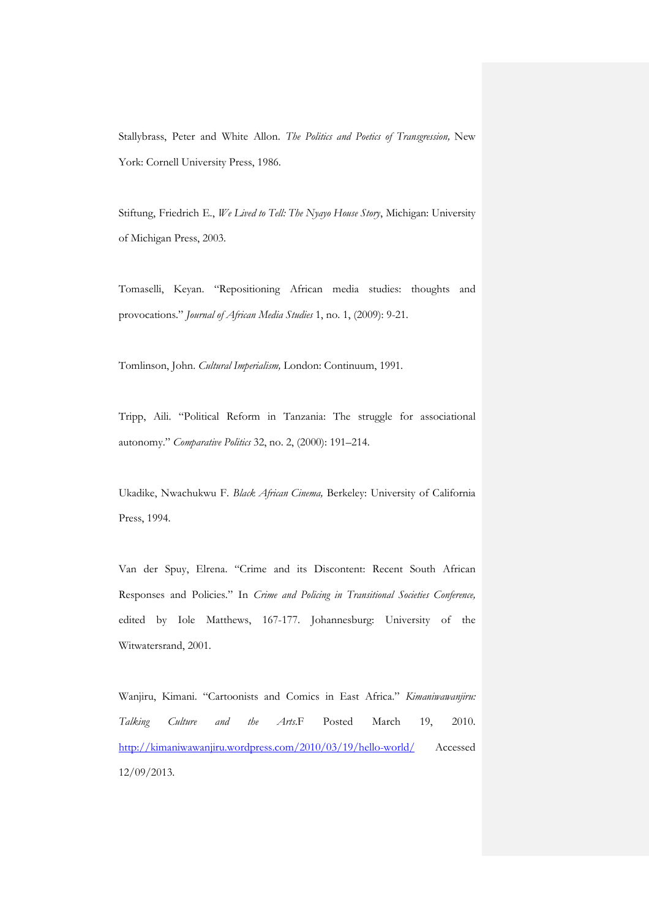Stallybrass, Peter and White Allon. *The Politics and Poetics of Transgression,* New York: Cornell University Press, 1986.

Stiftung, Friedrich E., *We Lived to Tell: The Nyayo House Story*, Michigan: University of Michigan Press, 2003.

Tomaselli, Keyan. "Repositioning African media studies: thoughts and provocations." *Journal of African Media Studies* 1, no. 1, (2009): 9-21.

Tomlinson, John. *Cultural Imperialism,* London: Continuum, 1991.

Tripp, Aili. "Political Reform in Tanzania: The struggle for associational autonomy." *Comparative Politics* 32, no. 2, (2000): 191–214.

Ukadike, Nwachukwu F. *Black African Cinema,* Berkeley: University of California Press, 1994.

Van der Spuy, Elrena. "Crime and its Discontent: Recent South African Responses and Policies." In *Crime and Policing in Transitional Societies Conference,* edited by Iole Matthews, 167-177. Johannesburg: University of the Witwatersrand, 2001.

Wanjiru, Kimani. "Cartoonists and Comics in East Africa." *Kimaniwawanjiru: Talking Culture and the Arts.*F Posted March 19, 2010. http://kimaniwawanjiru.wordpress.com/2010/03/19/hello-world/ Accessed 12/09/2013.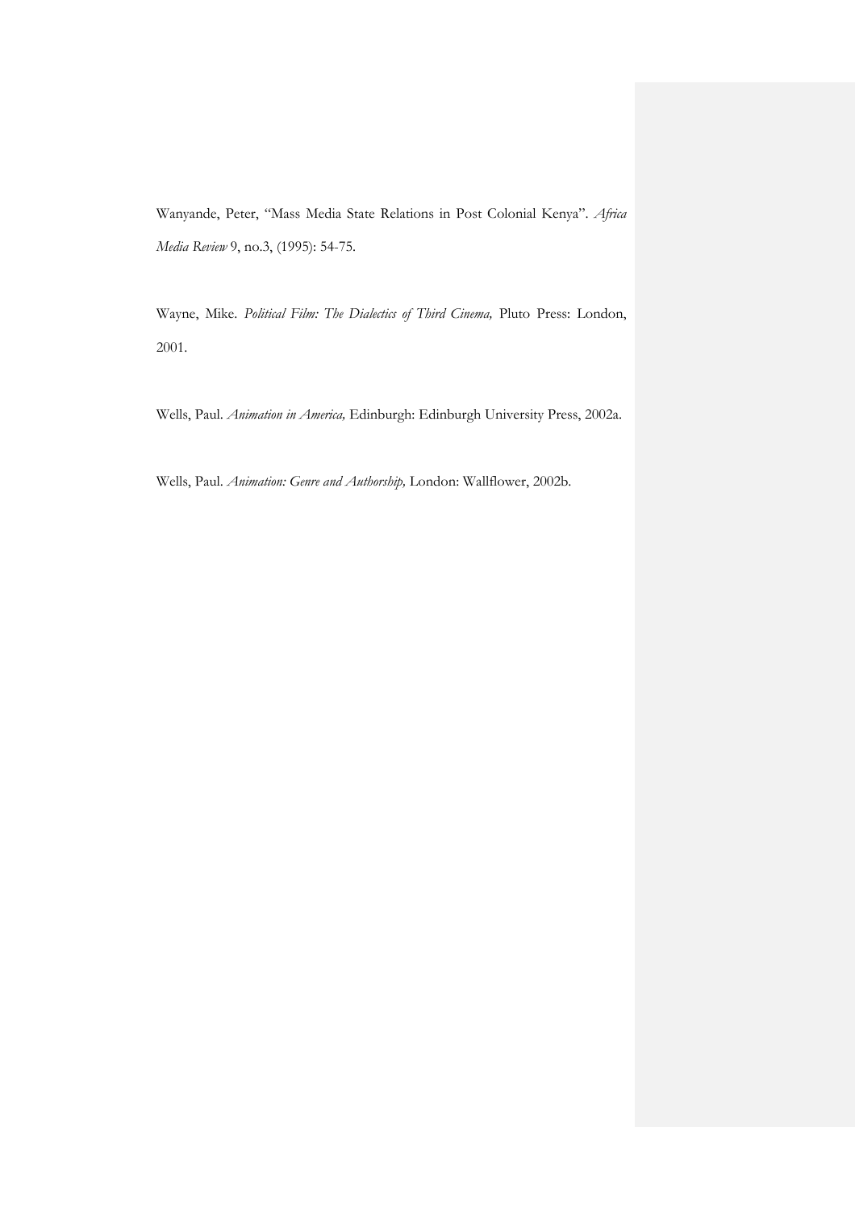Wanyande, Peter, “Mass Media State Relations in Post Colonial Kenya”. *Africa Media Review* 9, no.3, (1995): 54-75.

Wayne, Mike. *Political Film: The Dialectics of Third Cinema,* Pluto Press: London, 2001.

Wells, Paul. *Animation in America,* Edinburgh: Edinburgh University Press, 2002a.

Wells, Paul. *Animation: Genre and Authorship,* London: Wallflower, 2002b.